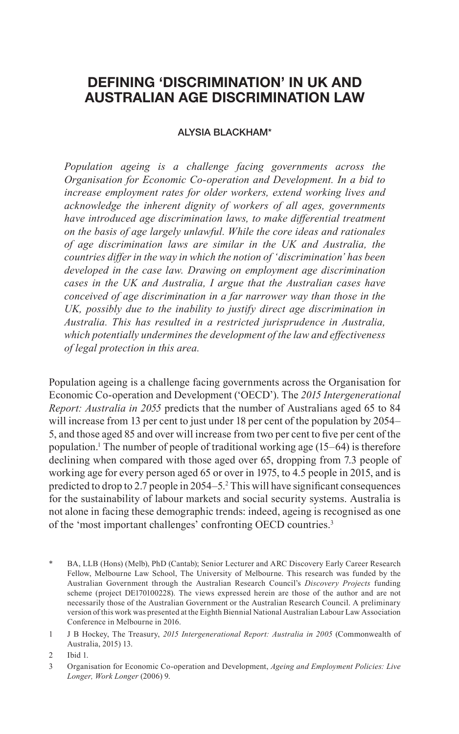# DEFINING 'DISCRIMINATION' IN UK AND AUSTRALIAN AGE DISCRIMINATION LAW

ALYSIA BLACKHAM*

*Population ageing is a challenge facing governments across the Organisation for Economic Co-operation and Development. In a bid to increase employment rates for older workers, extend working lives and acknowledge the inherent dignity of workers of all ages, governments have introduced age discrimination laws, to make differential treatment on the basis of age largely unlawful. While the core ideas and rationales of age discrimination laws are similar in the UK and Australia, the countries differ in the way in which the notion of 'discrimination' has been developed in the case law. Drawing on employment age discrimination cases in the UK and Australia, I argue that the Australian cases have conceived of age discrimination in a far narrower way than those in the UK, possibly due to the inability to justify direct age discrimination in Australia. This has resulted in a restricted jurisprudence in Australia, which potentially undermines the development of the law and effectiveness of legal protection in this area.*

Population ageing is a challenge facing governments across the Organisation for Economic Co-operation and Development ('OECD'). The *2015 Intergenerational Report: Australia in 2055* predicts that the number of Australians aged 65 to 84 will increase from 13 per cent to just under 18 per cent of the population by 2054–5, and those aged 85 and over will increase from two per cent to five per cent of the population.[1] The number of people of traditional working age (15–64) is therefore declining when compared with those aged over 65, dropping from 7.3 people of working age for every person aged 65 or over in 1975, to 4.5 people in 2015, and is predicted to drop to 2.7 people in 2054–5.[2] This will have significant consequences for the sustainability of labour markets and social security systems. Australia is not alone in facing these demographic trends: indeed, ageing is recognised as one of the 'most important challenges' confronting OECD countries.[3]

\* BA, LLB (Hons) (Melb), PhD (Cantab); Senior Lecturer and ARC Discovery Early Career Research Fellow, Melbourne Law School, The University of Melbourne. This research was funded by the Australian Government through the Australian Research Council's *Discovery Projects* funding scheme (project DE170100228). The views expressed herein are those of the author and are not necessarily those of the Australian Government or the Australian Research Council. A preliminary version of this work was presented at the Eighth Biennial National Australian Labour Law Association Conference in Melbourne in 2016.

1 J B Hockey, The Treasury, *2015 Intergenerational Report: Australia in 2005* (Commonwealth of Australia, 2015) 13.

2 Ibid 1.

3 Organisation for Economic Co-operation and Development, *Ageing and Employment Policies: Live Longer, Work Longer* (2006) 9.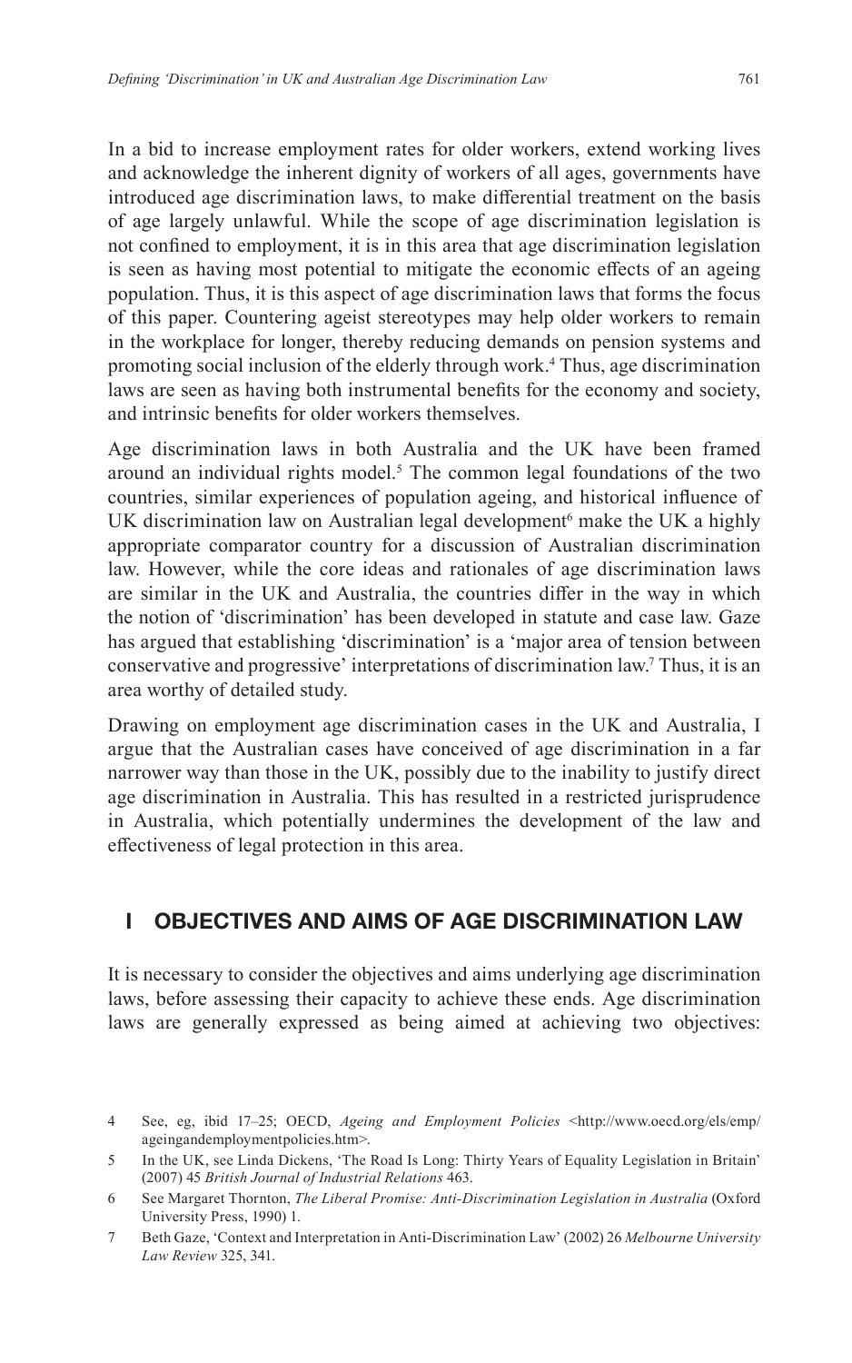In a bid to increase employment rates for older workers, extend working lives and acknowledge the inherent dignity of workers of all ages, governments have introduced age discrimination laws, to make differential treatment on the basis of age largely unlawful. While the scope of age discrimination legislation is not confined to employment, it is in this area that age discrimination legislation is seen as having most potential to mitigate the economic effects of an ageing population. Thus, it is this aspect of age discrimination laws that forms the focus of this paper. Countering ageist stereotypes may help older workers to remain in the workplace for longer, thereby reducing demands on pension systems and promoting social inclusion of the elderly through work.[4] Thus, age discrimination laws are seen as having both instrumental benefits for the economy and society, and intrinsic benefits for older workers themselves.

Age discrimination laws in both Australia and the UK have been framed around an individual rights model.[5] The common legal foundations of the two countries, similar experiences of population ageing, and historical influence of UK discrimination law on Australian legal development[6] make the UK a highly appropriate comparator country for a discussion of Australian discrimination law. However, while the core ideas and rationales of age discrimination laws are similar in the UK and Australia, the countries differ in the way in which the notion of 'discrimination' has been developed in statute and case law. Gaze has argued that establishing 'discrimination' is a 'major area of tension between conservative and progressive' interpretations of discrimination law.[7] Thus, it is an area worthy of detailed study.

Drawing on employment age discrimination cases in the UK and Australia, I argue that the Australian cases have conceived of age discrimination in a far narrower way than those in the UK, possibly due to the inability to justify direct age discrimination in Australia. This has resulted in a restricted jurisprudence in Australia, which potentially undermines the development of the law and effectiveness of legal protection in this area.

## I OBJECTIVES AND AIMS OF AGE DISCRIMINATION LAW

It is necessary to consider the objectives and aims underlying age discrimination laws, before assessing their capacity to achieve these ends. Age discrimination laws are generally expressed as being aimed at achieving two objectives:

---

4 See, eg, ibid 17–25; OECD, *Ageing and Employment Policies* <http://www.oecd.org/els/emp/ageingandemploymentpolicies.htm>.

5 In the UK, see Linda Dickens, 'The Road Is Long: Thirty Years of Equality Legislation in Britain' (2007) 45 *British Journal of Industrial Relations* 463.

6 See Margaret Thornton, *The Liberal Promise: Anti-Discrimination Legislation in Australia* (Oxford University Press, 1990) 1.

7 Beth Gaze, 'Context and Interpretation in Anti-Discrimination Law' (2002) 26 *Melbourne University Law Review* 325, 341.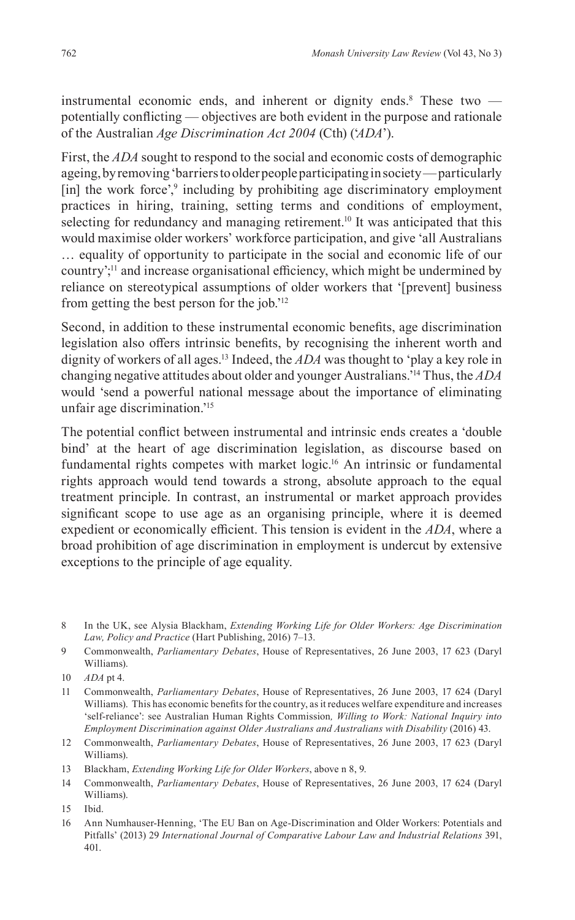instrumental economic ends, and inherent or dignity ends.[8] These two — potentially conflicting — objectives are both evident in the purpose and rationale of the Australian *Age Discrimination Act 2004* (Cth) ('*ADA*').

First, the *ADA* sought to respond to the social and economic costs of demographic ageing, by removing 'barriers to older people participating in society — particularly [in] the work force',[9] including by prohibiting age discriminatory employment practices in hiring, training, setting terms and conditions of employment, selecting for redundancy and managing retirement.[10] It was anticipated that this would maximise older workers' workforce participation, and give 'all Australians … equality of opportunity to participate in the social and economic life of our country';[11] and increase organisational efficiency, which might be undermined by reliance on stereotypical assumptions of older workers that '[prevent] business from getting the best person for the job.'[12]

Second, in addition to these instrumental economic benefits, age discrimination legislation also offers intrinsic benefits, by recognising the inherent worth and dignity of workers of all ages.[13] Indeed, the *ADA* was thought to 'play a key role in changing negative attitudes about older and younger Australians.'[14] Thus, the *ADA* would 'send a powerful national message about the importance of eliminating unfair age discrimination.'[15]

The potential conflict between instrumental and intrinsic ends creates a 'double bind' at the heart of age discrimination legislation, as discourse based on fundamental rights competes with market logic.[16] An intrinsic or fundamental rights approach would tend towards a strong, absolute approach to the equal treatment principle. In contrast, an instrumental or market approach provides significant scope to use age as an organising principle, where it is deemed expedient or economically efficient. This tension is evident in the *ADA*, where a broad prohibition of age discrimination in employment is undercut by extensive exceptions to the principle of age equality.

---

8 In the UK, see Alysia Blackham, *Extending Working Life for Older Workers: Age Discrimination Law, Policy and Practice* (Hart Publishing, 2016) 7–13.

9 Commonwealth, *Parliamentary Debates*, House of Representatives, 26 June 2003, 17 623 (Daryl Williams).

10 *ADA* pt 4.

11 Commonwealth, *Parliamentary Debates*, House of Representatives, 26 June 2003, 17 624 (Daryl Williams). This has economic benefits for the country, as it reduces welfare expenditure and increases 'self-reliance': see Australian Human Rights Commission*, Willing to Work: National Inquiry into Employment Discrimination against Older Australians and Australians with Disability* (2016) 43.

12 Commonwealth, *Parliamentary Debates*, House of Representatives, 26 June 2003, 17 623 (Daryl Williams).

13 Blackham, *Extending Working Life for Older Workers*, above n 8, 9.

14 Commonwealth, *Parliamentary Debates*, House of Representatives, 26 June 2003, 17 624 (Daryl Williams).

15 Ibid.

16 Ann Numhauser-Henning, 'The EU Ban on Age-Discrimination and Older Workers: Potentials and Pitfalls' (2013) 29 *International Journal of Comparative Labour Law and Industrial Relations* 391, 401.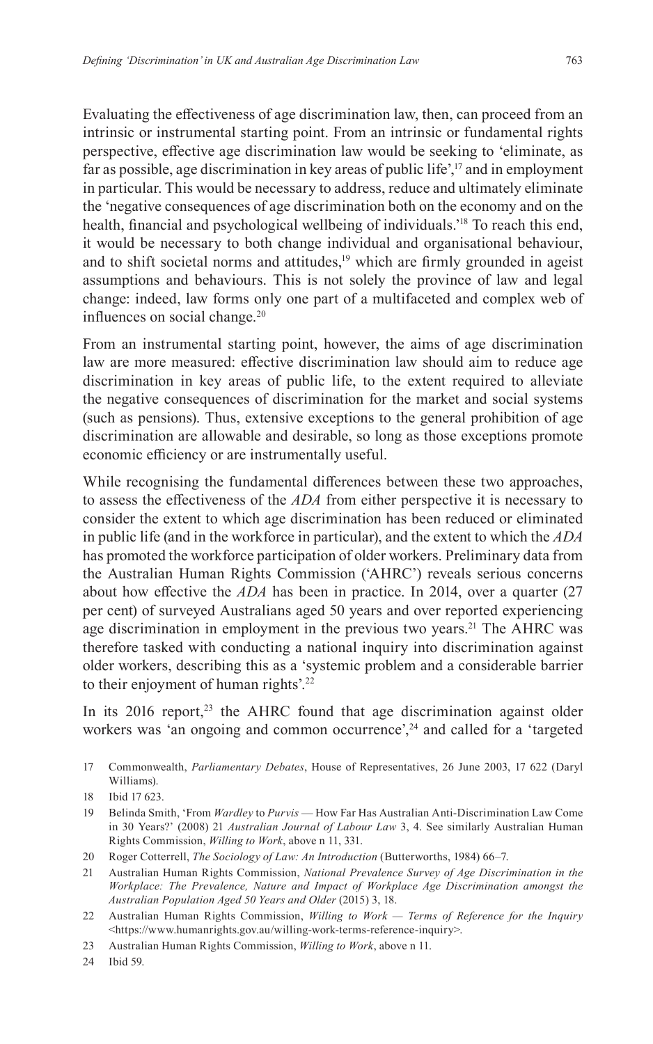Evaluating the effectiveness of age discrimination law, then, can proceed from an intrinsic or instrumental starting point. From an intrinsic or fundamental rights perspective, effective age discrimination law would be seeking to 'eliminate, as far as possible, age discrimination in key areas of public life',[17] and in employment in particular. This would be necessary to address, reduce and ultimately eliminate the 'negative consequences of age discrimination both on the economy and on the health, financial and psychological wellbeing of individuals.'[18] To reach this end, it would be necessary to both change individual and organisational behaviour, and to shift societal norms and attitudes,[19] which are firmly grounded in ageist assumptions and behaviours. This is not solely the province of law and legal change: indeed, law forms only one part of a multifaceted and complex web of influences on social change.[20]

From an instrumental starting point, however, the aims of age discrimination law are more measured: effective discrimination law should aim to reduce age discrimination in key areas of public life, to the extent required to alleviate the negative consequences of discrimination for the market and social systems (such as pensions). Thus, extensive exceptions to the general prohibition of age discrimination are allowable and desirable, so long as those exceptions promote economic efficiency or are instrumentally useful.

While recognising the fundamental differences between these two approaches, to assess the effectiveness of the *ADA* from either perspective it is necessary to consider the extent to which age discrimination has been reduced or eliminated in public life (and in the workforce in particular), and the extent to which the *ADA* has promoted the workforce participation of older workers. Preliminary data from the Australian Human Rights Commission ('AHRC') reveals serious concerns about how effective the *ADA* has been in practice. In 2014, over a quarter (27 per cent) of surveyed Australians aged 50 years and over reported experiencing age discrimination in employment in the previous two years.[21] The AHRC was therefore tasked with conducting a national inquiry into discrimination against older workers, describing this as a 'systemic problem and a considerable barrier to their enjoyment of human rights'.[22]

In its 2016 report,[23] the AHRC found that age discrimination against older workers was 'an ongoing and common occurrence',[24] and called for a 'targeted

---

17 Commonwealth, *Parliamentary Debates*, House of Representatives, 26 June 2003, 17 622 (Daryl Williams).

18 Ibid 17 623.

19 Belinda Smith, 'From *Wardley* to *Purvis* — How Far Has Australian Anti-Discrimination Law Come in 30 Years?' (2008) 21 *Australian Journal of Labour Law* 3, 4. See similarly Australian Human Rights Commission, *Willing to Work*, above n 11, 331.

20 Roger Cotterrell, *The Sociology of Law: An Introduction* (Butterworths, 1984) 66–7.

21 Australian Human Rights Commission, *National Prevalence Survey of Age Discrimination in the Workplace: The Prevalence, Nature and Impact of Workplace Age Discrimination amongst the Australian Population Aged 50 Years and Older* (2015) 3, 18.

22 Australian Human Rights Commission, *Willing to Work — Terms of Reference for the Inquiry* <https://www.humanrights.gov.au/willing-work-terms-reference-inquiry>.

23 Australian Human Rights Commission, *Willing to Work*, above n 11.

24 Ibid 59.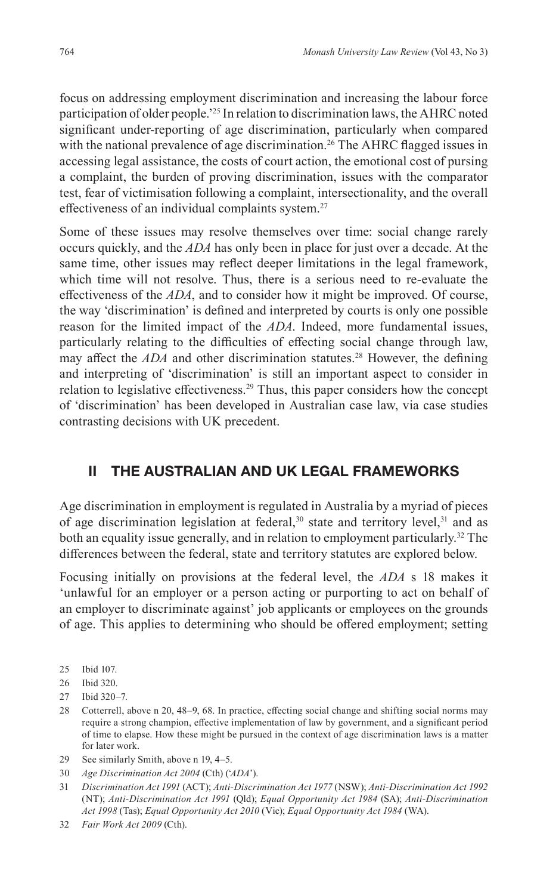focus on addressing employment discrimination and increasing the labour force participation of older people.'[25] In relation to discrimination laws, the AHRC noted significant under-reporting of age discrimination, particularly when compared with the national prevalence of age discrimination.[26] The AHRC flagged issues in accessing legal assistance, the costs of court action, the emotional cost of pursing a complaint, the burden of proving discrimination, issues with the comparator test, fear of victimisation following a complaint, intersectionality, and the overall effectiveness of an individual complaints system.[27]

Some of these issues may resolve themselves over time: social change rarely occurs quickly, and the *ADA* has only been in place for just over a decade. At the same time, other issues may reflect deeper limitations in the legal framework, which time will not resolve. Thus, there is a serious need to re-evaluate the effectiveness of the *ADA*, and to consider how it might be improved. Of course, the way 'discrimination' is defined and interpreted by courts is only one possible reason for the limited impact of the *ADA*. Indeed, more fundamental issues, particularly relating to the difficulties of effecting social change through law, may affect the *ADA* and other discrimination statutes.[28] However, the defining and interpreting of 'discrimination' is still an important aspect to consider in relation to legislative effectiveness.[29] Thus, this paper considers how the concept of 'discrimination' has been developed in Australian case law, via case studies contrasting decisions with UK precedent.

## II THE AUSTRALIAN AND UK LEGAL FRAMEWORKS

Age discrimination in employment is regulated in Australia by a myriad of pieces of age discrimination legislation at federal,[30] state and territory level,[31] and as both an equality issue generally, and in relation to employment particularly.[32] The differences between the federal, state and territory statutes are explored below.

Focusing initially on provisions at the federal level, the *ADA* s 18 makes it 'unlawful for an employer or a person acting or purporting to act on behalf of an employer to discriminate against' job applicants or employees on the grounds of age. This applies to determining who should be offered employment; setting

---

25 Ibid 107.

26 Ibid 320.

27 Ibid 320–7.

28 Cotterrell, above n 20, 48–9, 68. In practice, effecting social change and shifting social norms may require a strong champion, effective implementation of law by government, and a significant period of time to elapse. How these might be pursued in the context of age discrimination laws is a matter for later work.

29 See similarly Smith, above n 19, 4–5.

30 *Age Discrimination Act 2004* (Cth) ('*ADA*').

31 *Discrimination Act 1991* (ACT); *Anti-Discrimination Act 1977* (NSW); *Anti-Discrimination Act 1992* (NT); *Anti-Discrimination Act 1991* (Qld); *Equal Opportunity Act 1984* (SA); *Anti-Discrimination Act 1998* (Tas); *Equal Opportunity Act 2010* (Vic); *Equal Opportunity Act 1984* (WA).

32 *Fair Work Act 2009* (Cth).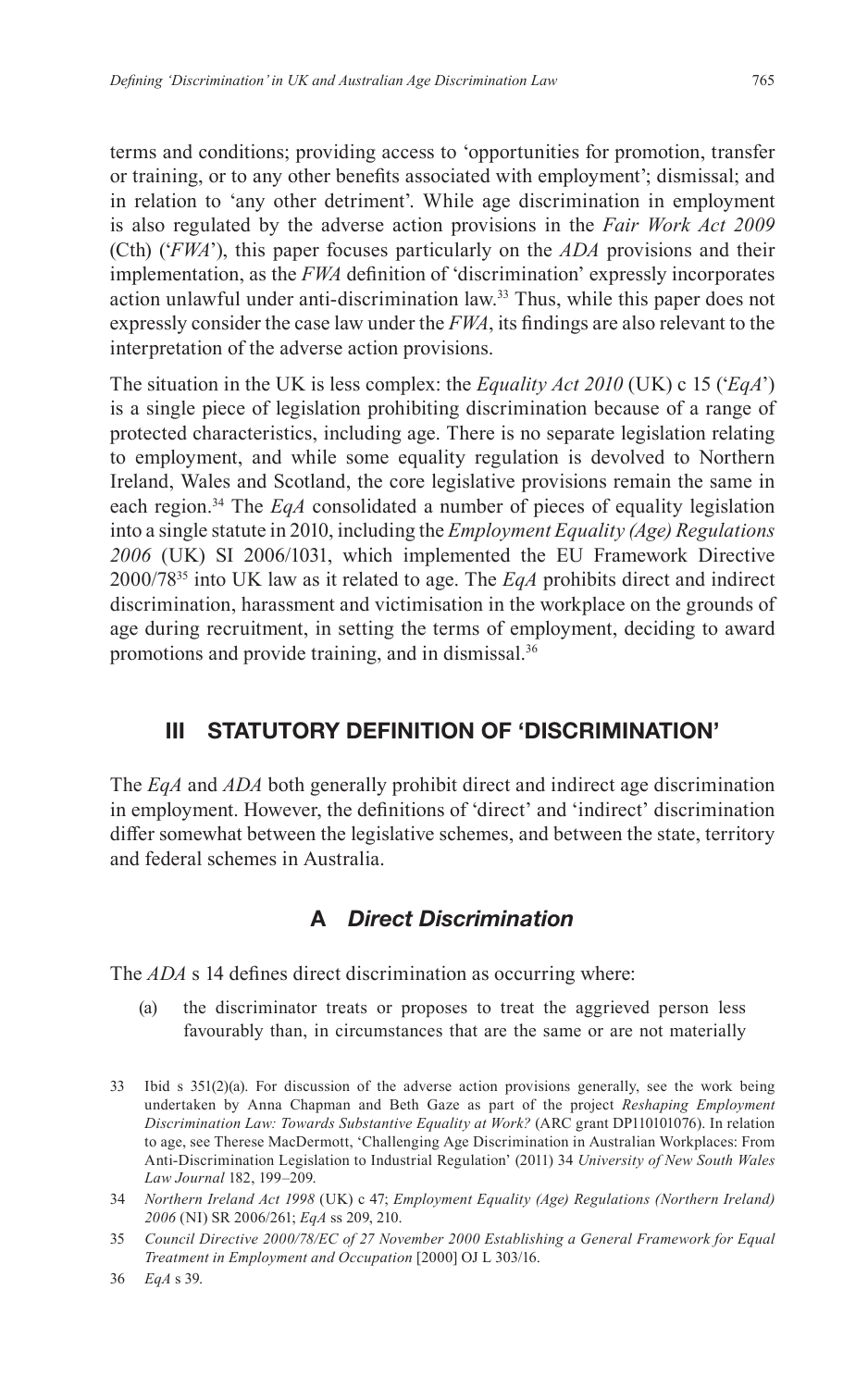terms and conditions; providing access to 'opportunities for promotion, transfer or training, or to any other benefits associated with employment'; dismissal; and in relation to 'any other detriment'. While age discrimination in employment is also regulated by the adverse action provisions in the *Fair Work Act 2009* (Cth) ('*FWA*'), this paper focuses particularly on the *ADA* provisions and their implementation, as the *FWA* definition of 'discrimination' expressly incorporates action unlawful under anti-discrimination law.[33] Thus, while this paper does not expressly consider the case law under the *FWA*, its findings are also relevant to the interpretation of the adverse action provisions.

The situation in the UK is less complex: the *Equality Act 2010* (UK) c 15 ('*EqA*') is a single piece of legislation prohibiting discrimination because of a range of protected characteristics, including age. There is no separate legislation relating to employment, and while some equality regulation is devolved to Northern Ireland, Wales and Scotland, the core legislative provisions remain the same in each region.[34] The *EqA* consolidated a number of pieces of equality legislation into a single statute in 2010, including the *Employment Equality (Age) Regulations 2006* (UK) SI 2006/1031, which implemented the EU Framework Directive 2000/78[35] into UK law as it related to age. The *EqA* prohibits direct and indirect discrimination, harassment and victimisation in the workplace on the grounds of age during recruitment, in setting the terms of employment, deciding to award promotions and provide training, and in dismissal.[36]

## III STATUTORY DEFINITION OF 'DISCRIMINATION'

The *EqA* and *ADA* both generally prohibit direct and indirect age discrimination in employment. However, the definitions of 'direct' and 'indirect' discrimination differ somewhat between the legislative schemes, and between the state, territory and federal schemes in Australia.

### A *Direct Discrimination*

The *ADA* s 14 defines direct discrimination as occurring where:

> (a) the discriminator treats or proposes to treat the aggrieved person less favourably than, in circumstances that are the same or are not materially

---

33 Ibid s 351(2)(a). For discussion of the adverse action provisions generally, see the work being undertaken by Anna Chapman and Beth Gaze as part of the project *Reshaping Employment Discrimination Law: Towards Substantive Equality at Work?* (ARC grant DP110101076). In relation to age, see Therese MacDermott, 'Challenging Age Discrimination in Australian Workplaces: From Anti-Discrimination Legislation to Industrial Regulation' (2011) 34 *University of New South Wales Law Journal* 182, 199–209.

34 *Northern Ireland Act 1998* (UK) c 47; *Employment Equality (Age) Regulations (Northern Ireland) 2006* (NI) SR 2006/261; *EqA* ss 209, 210.

35 *Council Directive 2000/78/EC of 27 November 2000 Establishing a General Framework for Equal Treatment in Employment and Occupation* [2000] OJ L 303/16.

36 *EqA* s 39.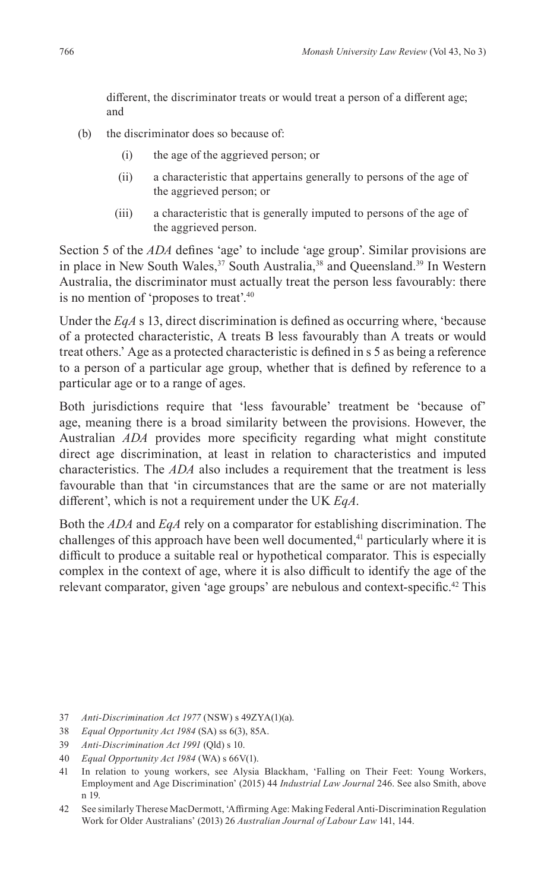different, the discriminator treats or would treat a person of a different age; and

(b) the discriminator does so because of:

  (i) the age of the aggrieved person; or

  (ii) a characteristic that appertains generally to persons of the age of the aggrieved person; or

  (iii) a characteristic that is generally imputed to persons of the age of the aggrieved person.

Section 5 of the *ADA* defines 'age' to include 'age group'. Similar provisions are in place in New South Wales,[37] South Australia,[38] and Queensland.[39] In Western Australia, the discriminator must actually treat the person less favourably: there is no mention of 'proposes to treat'.[40]

Under the *EqA* s 13, direct discrimination is defined as occurring where, 'because of a protected characteristic, A treats B less favourably than A treats or would treat others.' Age as a protected characteristic is defined in s 5 as being a reference to a person of a particular age group, whether that is defined by reference to a particular age or to a range of ages.

Both jurisdictions require that 'less favourable' treatment be 'because of' age, meaning there is a broad similarity between the provisions. However, the Australian *ADA* provides more specificity regarding what might constitute direct age discrimination, at least in relation to characteristics and imputed characteristics. The *ADA* also includes a requirement that the treatment is less favourable than that 'in circumstances that are the same or are not materially different', which is not a requirement under the UK *EqA*.

Both the *ADA* and *EqA* rely on a comparator for establishing discrimination. The challenges of this approach have been well documented,[41] particularly where it is difficult to produce a suitable real or hypothetical comparator. This is especially complex in the context of age, where it is also difficult to identify the age of the relevant comparator, given 'age groups' are nebulous and context-specific.[42] This

37 *Anti-Discrimination Act 1977* (NSW) s 49ZYA(1)(a).

38 *Equal Opportunity Act 1984* (SA) ss 6(3), 85A.

39 *Anti-Discrimination Act 1991* (Qld) s 10.

40 *Equal Opportunity Act 1984* (WA) s 66V(1).

41 In relation to young workers, see Alysia Blackham, 'Falling on Their Feet: Young Workers, Employment and Age Discrimination' (2015) 44 *Industrial Law Journal* 246. See also Smith, above n 19.

42 See similarly Therese MacDermott, 'Affirming Age: Making Federal Anti-Discrimination Regulation Work for Older Australians' (2013) 26 *Australian Journal of Labour Law* 141, 144.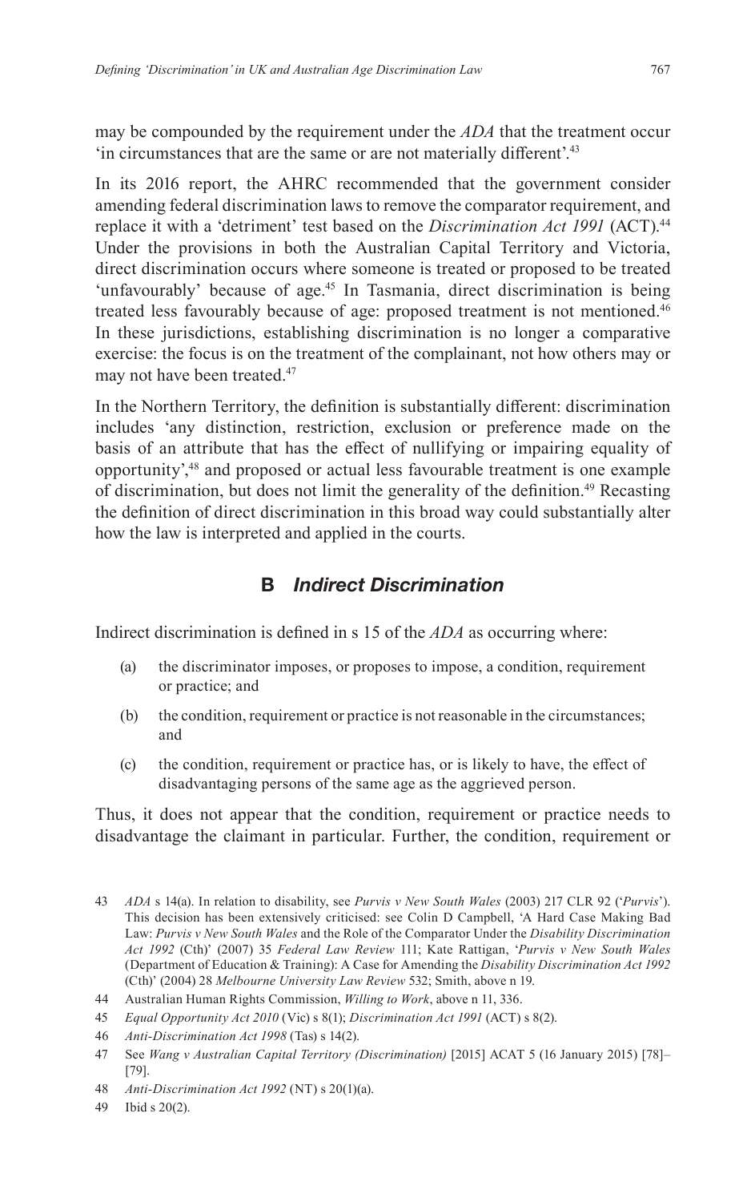may be compounded by the requirement under the *ADA* that the treatment occur 'in circumstances that are the same or are not materially different'.[43]

In its 2016 report, the AHRC recommended that the government consider amending federal discrimination laws to remove the comparator requirement, and replace it with a 'detriment' test based on the *Discrimination Act 1991* (ACT).[44] Under the provisions in both the Australian Capital Territory and Victoria, direct discrimination occurs where someone is treated or proposed to be treated 'unfavourably' because of age.[45] In Tasmania, direct discrimination is being treated less favourably because of age: proposed treatment is not mentioned.[46] In these jurisdictions, establishing discrimination is no longer a comparative exercise: the focus is on the treatment of the complainant, not how others may or may not have been treated.[47]

In the Northern Territory, the definition is substantially different: discrimination includes 'any distinction, restriction, exclusion or preference made on the basis of an attribute that has the effect of nullifying or impairing equality of opportunity',[48] and proposed or actual less favourable treatment is one example of discrimination, but does not limit the generality of the definition.[49] Recasting the definition of direct discrimination in this broad way could substantially alter how the law is interpreted and applied in the courts.

### B *Indirect Discrimination*

Indirect discrimination is defined in s 15 of the *ADA* as occurring where:

(a) the discriminator imposes, or proposes to impose, a condition, requirement or practice; and

(b) the condition, requirement or practice is not reasonable in the circumstances; and

(c) the condition, requirement or practice has, or is likely to have, the effect of disadvantaging persons of the same age as the aggrieved person.

Thus, it does not appear that the condition, requirement or practice needs to disadvantage the claimant in particular. Further, the condition, requirement or

---

43 *ADA* s 14(a). In relation to disability, see *Purvis v New South Wales* (2003) 217 CLR 92 ('*Purvis*'). This decision has been extensively criticised: see Colin D Campbell, 'A Hard Case Making Bad Law: *Purvis v New South Wales* and the Role of the Comparator Under the *Disability Discrimination Act 1992* (Cth)' (2007) 35 *Federal Law Review* 111; Kate Rattigan, '*Purvis v New South Wales* (Department of Education & Training): A Case for Amending the *Disability Discrimination Act 1992* (Cth)' (2004) 28 *Melbourne University Law Review* 532; Smith, above n 19.

44 Australian Human Rights Commission, *Willing to Work*, above n 11, 336.

45 *Equal Opportunity Act 2010* (Vic) s 8(1); *Discrimination Act 1991* (ACT) s 8(2).

46 *Anti-Discrimination Act 1998* (Tas) s 14(2).

47 See *Wang v Australian Capital Territory (Discrimination)* [2015] ACAT 5 (16 January 2015) [78]–[79].

48 *Anti-Discrimination Act 1992* (NT) s 20(1)(a).

49 Ibid s 20(2).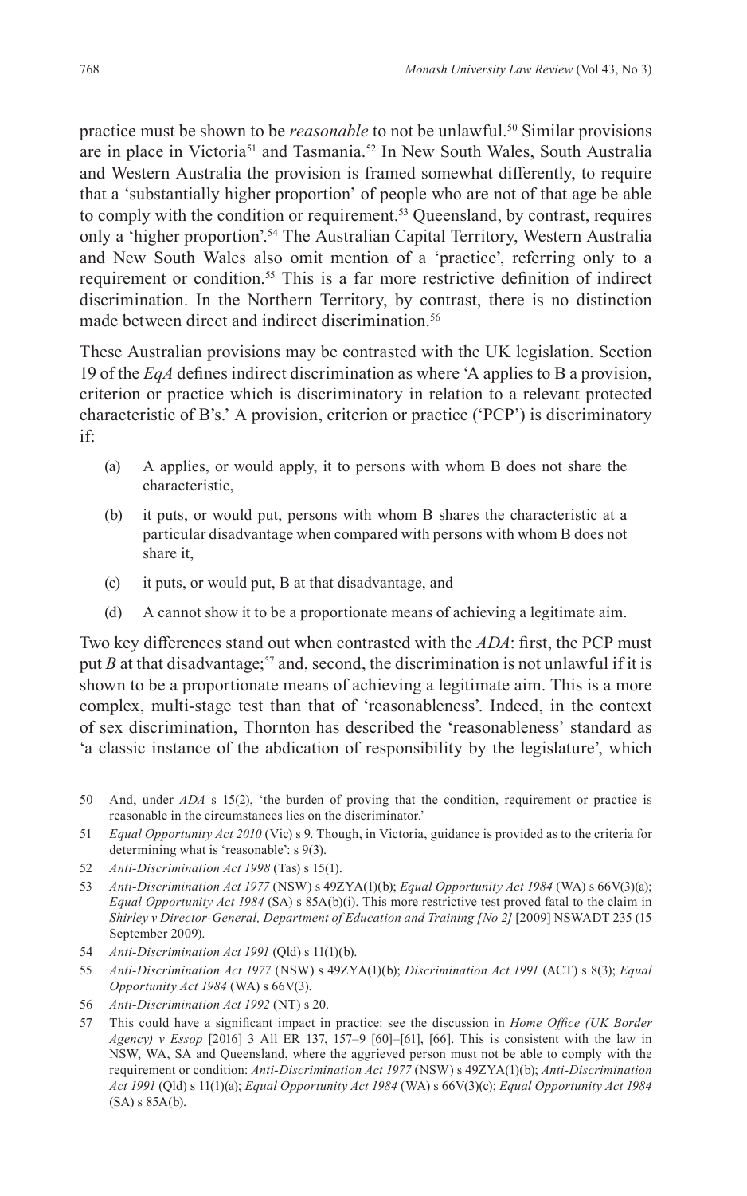practice must be shown to be *reasonable* to not be unlawful.[50] Similar provisions are in place in Victoria[51] and Tasmania.[52] In New South Wales, South Australia and Western Australia the provision is framed somewhat differently, to require that a 'substantially higher proportion' of people who are not of that age be able to comply with the condition or requirement.[53] Queensland, by contrast, requires only a 'higher proportion'.[54] The Australian Capital Territory, Western Australia and New South Wales also omit mention of a 'practice', referring only to a requirement or condition.[55] This is a far more restrictive definition of indirect discrimination. In the Northern Territory, by contrast, there is no distinction made between direct and indirect discrimination.[56]

These Australian provisions may be contrasted with the UK legislation. Section 19 of the *EqA* defines indirect discrimination as where 'A applies to B a provision, criterion or practice which is discriminatory in relation to a relevant protected characteristic of B's.' A provision, criterion or practice ('PCP') is discriminatory if:

(a) A applies, or would apply, it to persons with whom B does not share the characteristic,

(b) it puts, or would put, persons with whom B shares the characteristic at a particular disadvantage when compared with persons with whom B does not share it,

(c) it puts, or would put, B at that disadvantage, and

(d) A cannot show it to be a proportionate means of achieving a legitimate aim.

Two key differences stand out when contrasted with the *ADA*: first, the PCP must put *B* at that disadvantage;[57] and, second, the discrimination is not unlawful if it is shown to be a proportionate means of achieving a legitimate aim. This is a more complex, multi-stage test than that of 'reasonableness'. Indeed, in the context of sex discrimination, Thornton has described the 'reasonableness' standard as 'a classic instance of the abdication of responsibility by the legislature', which

---

50 And, under *ADA* s 15(2), 'the burden of proving that the condition, requirement or practice is reasonable in the circumstances lies on the discriminator.'

51 *Equal Opportunity Act 2010* (Vic) s 9. Though, in Victoria, guidance is provided as to the criteria for determining what is 'reasonable': s 9(3).

52 *Anti-Discrimination Act 1998* (Tas) s 15(1).

53 *Anti-Discrimination Act 1977* (NSW) s 49ZYA(1)(b); *Equal Opportunity Act 1984* (WA) s 66V(3)(a); *Equal Opportunity Act 1984* (SA) s 85A(b)(i). This more restrictive test proved fatal to the claim in *Shirley v Director-General, Department of Education and Training [No 2]* [2009] NSWADT 235 (15 September 2009).

54 *Anti-Discrimination Act 1991* (Qld) s 11(1)(b).

55 *Anti-Discrimination Act 1977* (NSW) s 49ZYA(1)(b); *Discrimination Act 1991* (ACT) s 8(3); *Equal Opportunity Act 1984* (WA) s 66V(3).

56 *Anti-Discrimination Act 1992* (NT) s 20.

57 This could have a significant impact in practice: see the discussion in *Home Office (UK Border Agency) v Essop* [2016] 3 All ER 137, 157–9 [60]–[61], [66]. This is consistent with the law in NSW, WA, SA and Queensland, where the aggrieved person must not be able to comply with the requirement or condition: *Anti-Discrimination Act 1977* (NSW) s 49ZYA(1)(b); *Anti-Discrimination Act 1991* (Qld) s 11(1)(a); *Equal Opportunity Act 1984* (WA) s 66V(3)(c); *Equal Opportunity Act 1984* (SA) s 85A(b).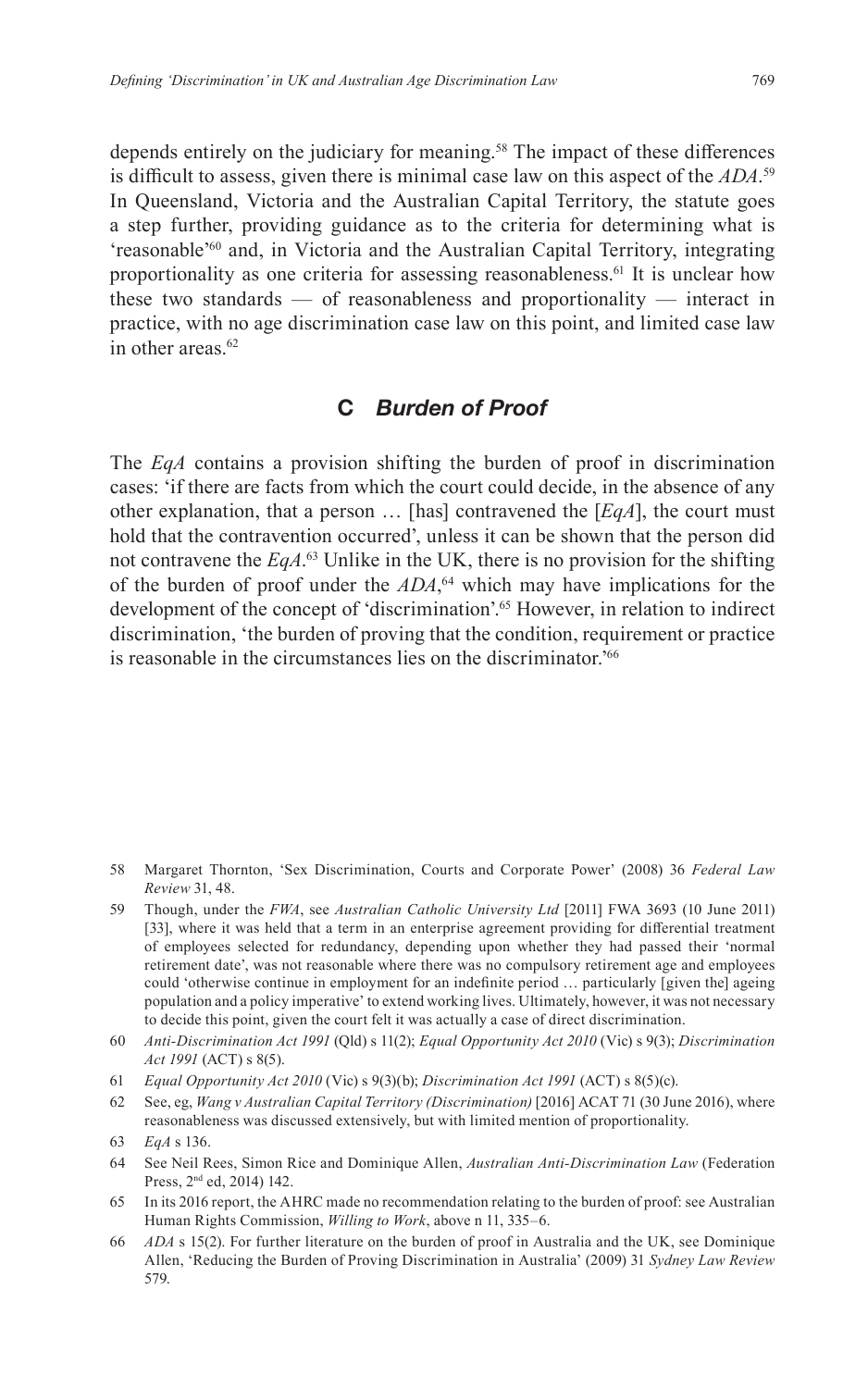depends entirely on the judiciary for meaning.[58] The impact of these differences is difficult to assess, given there is minimal case law on this aspect of the *ADA*.[59] In Queensland, Victoria and the Australian Capital Territory, the statute goes a step further, providing guidance as to the criteria for determining what is 'reasonable'[60] and, in Victoria and the Australian Capital Territory, integrating proportionality as one criteria for assessing reasonableness.[61] It is unclear how these two standards — of reasonableness and proportionality — interact in practice, with no age discrimination case law on this point, and limited case law in other areas.[62]

### C *Burden of Proof*

The *EqA* contains a provision shifting the burden of proof in discrimination cases: 'if there are facts from which the court could decide, in the absence of any other explanation, that a person … [has] contravened the [*EqA*], the court must hold that the contravention occurred', unless it can be shown that the person did not contravene the *EqA*.[63] Unlike in the UK, there is no provision for the shifting of the burden of proof under the *ADA*,[64] which may have implications for the development of the concept of 'discrimination'.[65] However, in relation to indirect discrimination, 'the burden of proving that the condition, requirement or practice is reasonable in the circumstances lies on the discriminator.'[66]

---

58 Margaret Thornton, 'Sex Discrimination, Courts and Corporate Power' (2008) 36 *Federal Law Review* 31, 48.

59 Though, under the *FWA*, see *Australian Catholic University Ltd* [2011] FWA 3693 (10 June 2011) [33], where it was held that a term in an enterprise agreement providing for differential treatment of employees selected for redundancy, depending upon whether they had passed their 'normal retirement date', was not reasonable where there was no compulsory retirement age and employees could 'otherwise continue in employment for an indefinite period … particularly [given the] ageing population and a policy imperative' to extend working lives. Ultimately, however, it was not necessary to decide this point, given the court felt it was actually a case of direct discrimination.

60 *Anti-Discrimination Act 1991* (Qld) s 11(2); *Equal Opportunity Act 2010* (Vic) s 9(3); *Discrimination Act 1991* (ACT) s 8(5).

61 *Equal Opportunity Act 2010* (Vic) s 9(3)(b); *Discrimination Act 1991* (ACT) s 8(5)(c).

62 See, eg, *Wang v Australian Capital Territory (Discrimination)* [2016] ACAT 71 (30 June 2016), where reasonableness was discussed extensively, but with limited mention of proportionality.

63 *EqA* s 136.

64 See Neil Rees, Simon Rice and Dominique Allen, *Australian Anti-Discrimination Law* (Federation Press, 2nd ed, 2014) 142.

65 In its 2016 report, the AHRC made no recommendation relating to the burden of proof: see Australian Human Rights Commission, *Willing to Work*, above n 11, 335–6.

66 *ADA* s 15(2). For further literature on the burden of proof in Australia and the UK, see Dominique Allen, 'Reducing the Burden of Proving Discrimination in Australia' (2009) 31 *Sydney Law Review* 579.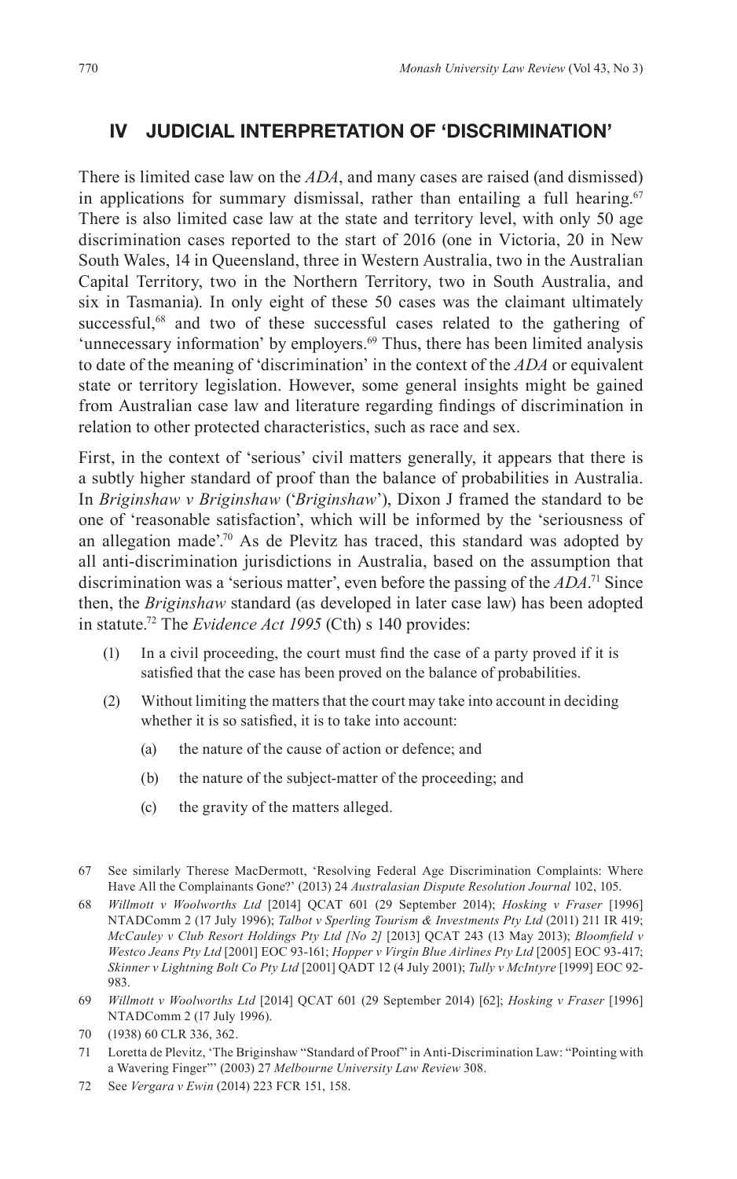## IV JUDICIAL INTERPRETATION OF 'DISCRIMINATION'

There is limited case law on the *ADA*, and many cases are raised (and dismissed) in applications for summary dismissal, rather than entailing a full hearing.[67] There is also limited case law at the state and territory level, with only 50 age discrimination cases reported to the start of 2016 (one in Victoria, 20 in New South Wales, 14 in Queensland, three in Western Australia, two in the Australian Capital Territory, two in the Northern Territory, two in South Australia, and six in Tasmania). In only eight of these 50 cases was the claimant ultimately successful,[68] and two of these successful cases related to the gathering of 'unnecessary information' by employers.[69] Thus, there has been limited analysis to date of the meaning of 'discrimination' in the context of the *ADA* or equivalent state or territory legislation. However, some general insights might be gained from Australian case law and literature regarding findings of discrimination in relation to other protected characteristics, such as race and sex.

First, in the context of 'serious' civil matters generally, it appears that there is a subtly higher standard of proof than the balance of probabilities in Australia. In *Briginshaw v Briginshaw* ('*Briginshaw*'), Dixon J framed the standard to be one of 'reasonable satisfaction', which will be informed by the 'seriousness of an allegation made'.[70] As de Plevitz has traced, this standard was adopted by all anti-discrimination jurisdictions in Australia, based on the assumption that discrimination was a 'serious matter', even before the passing of the *ADA*.[71] Since then, the *Briginshaw* standard (as developed in later case law) has been adopted in statute.[72] The *Evidence Act 1995* (Cth) s 140 provides:

> (1) In a civil proceeding, the court must find the case of a party proved if it is satisfied that the case has been proved on the balance of probabilities.
>
> (2) Without limiting the matters that the court may take into account in deciding whether it is so satisfied, it is to take into account:
>
> (a) the nature of the cause of action or defence; and
>
> (b) the nature of the subject-matter of the proceeding; and
>
> (c) the gravity of the matters alleged.

---

67 See similarly Therese MacDermott, 'Resolving Federal Age Discrimination Complaints: Where Have All the Complainants Gone?' (2013) 24 *Australasian Dispute Resolution Journal* 102, 105.

68 *Willmott v Woolworths Ltd* [2014] QCAT 601 (29 September 2014); *Hosking v Fraser* [1996] NTADComm 2 (17 July 1996); *Talbot v Sperling Tourism & Investments Pty Ltd* (2011) 211 IR 419; *McCauley v Club Resort Holdings Pty Ltd [No 2]* [2013] QCAT 243 (13 May 2013); *Bloomfield v Westco Jeans Pty Ltd* [2001] EOC 93-161; *Hopper v Virgin Blue Airlines Pty Ltd* [2005] EOC 93-417; *Skinner v Lightning Bolt Co Pty Ltd* [2001] QADT 12 (4 July 2001); *Tully v McIntyre* [1999] EOC 92-983.

69 *Willmott v Woolworths Ltd* [2014] QCAT 601 (29 September 2014) [62]; *Hosking v Fraser* [1996] NTADComm 2 (17 July 1996).

70 (1938) 60 CLR 336, 362.

71 Loretta de Plevitz, 'The Briginshaw "Standard of Proof" in Anti-Discrimination Law: "Pointing with a Wavering Finger"' (2003) 27 *Melbourne University Law Review* 308.

72 See *Vergara v Ewin* (2014) 223 FCR 151, 158.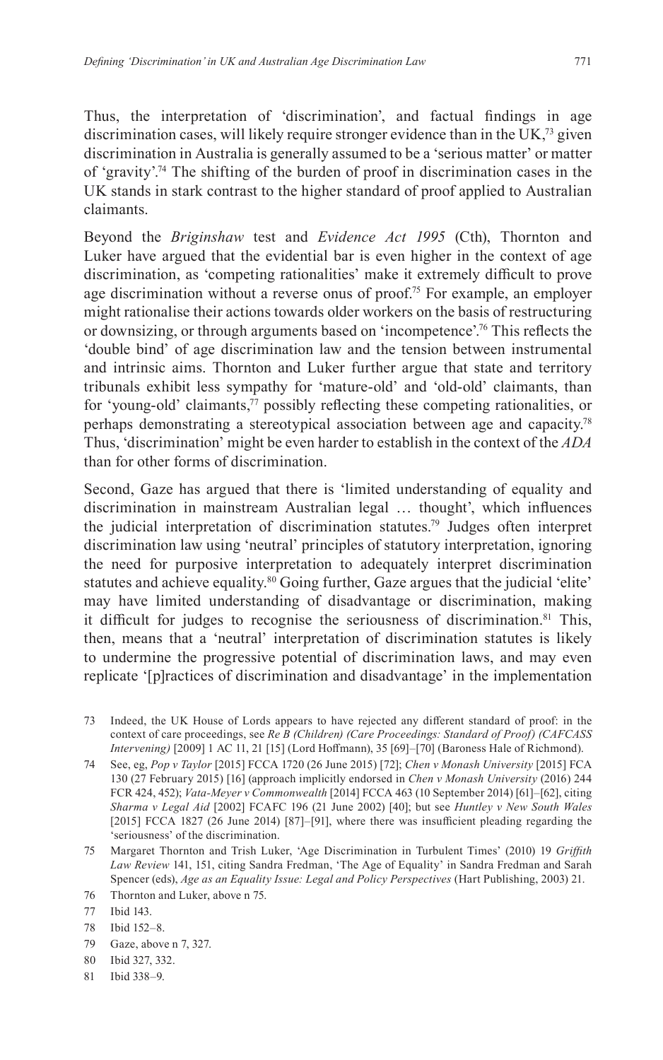Thus, the interpretation of 'discrimination', and factual findings in age discrimination cases, will likely require stronger evidence than in the UK,[73] given discrimination in Australia is generally assumed to be a 'serious matter' or matter of 'gravity'.[74] The shifting of the burden of proof in discrimination cases in the UK stands in stark contrast to the higher standard of proof applied to Australian claimants.

Beyond the *Briginshaw* test and *Evidence Act 1995* (Cth), Thornton and Luker have argued that the evidential bar is even higher in the context of age discrimination, as 'competing rationalities' make it extremely difficult to prove age discrimination without a reverse onus of proof.[75] For example, an employer might rationalise their actions towards older workers on the basis of restructuring or downsizing, or through arguments based on 'incompetence'.[76] This reflects the 'double bind' of age discrimination law and the tension between instrumental and intrinsic aims. Thornton and Luker further argue that state and territory tribunals exhibit less sympathy for 'mature-old' and 'old-old' claimants, than for 'young-old' claimants,[77] possibly reflecting these competing rationalities, or perhaps demonstrating a stereotypical association between age and capacity.[78] Thus, 'discrimination' might be even harder to establish in the context of the *ADA* than for other forms of discrimination.

Second, Gaze has argued that there is 'limited understanding of equality and discrimination in mainstream Australian legal … thought', which influences the judicial interpretation of discrimination statutes.[79] Judges often interpret discrimination law using 'neutral' principles of statutory interpretation, ignoring the need for purposive interpretation to adequately interpret discrimination statutes and achieve equality.[80] Going further, Gaze argues that the judicial 'elite' may have limited understanding of disadvantage or discrimination, making it difficult for judges to recognise the seriousness of discrimination.[81] This, then, means that a 'neutral' interpretation of discrimination statutes is likely to undermine the progressive potential of discrimination laws, and may even replicate '[p]ractices of discrimination and disadvantage' in the implementation

73 Indeed, the UK House of Lords appears to have rejected any different standard of proof: in the context of care proceedings, see *Re B (Children) (Care Proceedings: Standard of Proof) (CAFCASS Intervening)* [2009] 1 AC 11, 21 [15] (Lord Hoffmann), 35 [69]–[70] (Baroness Hale of Richmond).

74 See, eg, *Pop v Taylor* [2015] FCCA 1720 (26 June 2015) [72]; *Chen v Monash University* [2015] FCA 130 (27 February 2015) [16] (approach implicitly endorsed in *Chen v Monash University* (2016) 244 FCR 424, 452); *Vata-Meyer v Commonwealth* [2014] FCCA 463 (10 September 2014) [61]–[62], citing *Sharma v Legal Aid* [2002] FCAFC 196 (21 June 2002) [40]; but see *Huntley v New South Wales* [2015] FCCA 1827 (26 June 2014) [87]–[91], where there was insufficient pleading regarding the 'seriousness' of the discrimination.

75 Margaret Thornton and Trish Luker, 'Age Discrimination in Turbulent Times' (2010) 19 *Griffith Law Review* 141, 151, citing Sandra Fredman, 'The Age of Equality' in Sandra Fredman and Sarah Spencer (eds), *Age as an Equality Issue: Legal and Policy Perspectives* (Hart Publishing, 2003) 21.

76 Thornton and Luker, above n 75.

77 Ibid 143.

78 Ibid 152–8.

79 Gaze, above n 7, 327.

80 Ibid 327, 332.

81 Ibid 338–9.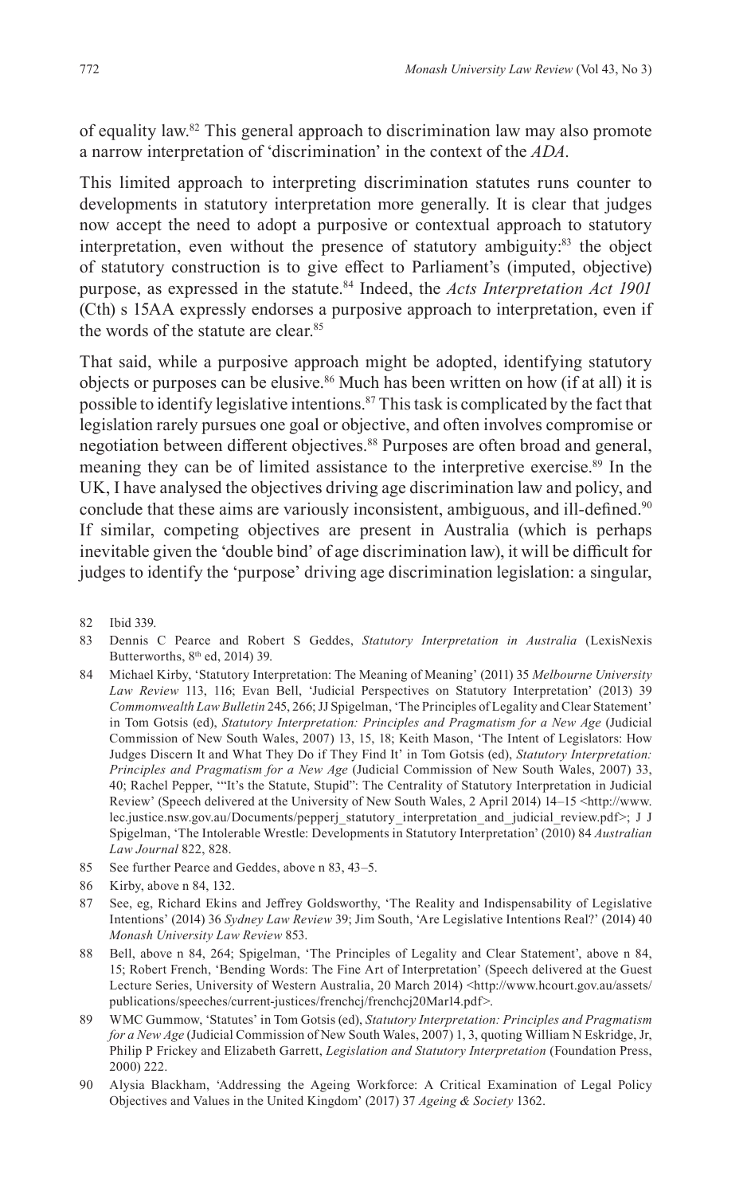of equality law.[82] This general approach to discrimination law may also promote a narrow interpretation of 'discrimination' in the context of the *ADA*.

This limited approach to interpreting discrimination statutes runs counter to developments in statutory interpretation more generally. It is clear that judges now accept the need to adopt a purposive or contextual approach to statutory interpretation, even without the presence of statutory ambiguity:[83] the object of statutory construction is to give effect to Parliament's (imputed, objective) purpose, as expressed in the statute.[84] Indeed, the *Acts Interpretation Act 1901* (Cth) s 15AA expressly endorses a purposive approach to interpretation, even if the words of the statute are clear.[85]

That said, while a purposive approach might be adopted, identifying statutory objects or purposes can be elusive.[86] Much has been written on how (if at all) it is possible to identify legislative intentions.[87] This task is complicated by the fact that legislation rarely pursues one goal or objective, and often involves compromise or negotiation between different objectives.[88] Purposes are often broad and general, meaning they can be of limited assistance to the interpretive exercise.[89] In the UK, I have analysed the objectives driving age discrimination law and policy, and conclude that these aims are variously inconsistent, ambiguous, and ill-defined.[90] If similar, competing objectives are present in Australia (which is perhaps inevitable given the 'double bind' of age discrimination law), it will be difficult for judges to identify the 'purpose' driving age discrimination legislation: a singular,

---

82 Ibid 339.

83 Dennis C Pearce and Robert S Geddes, *Statutory Interpretation in Australia* (LexisNexis Butterworths, 8th ed, 2014) 39.

84 Michael Kirby, 'Statutory Interpretation: The Meaning of Meaning' (2011) 35 *Melbourne University Law Review* 113, 116; Evan Bell, 'Judicial Perspectives on Statutory Interpretation' (2013) 39 *Commonwealth Law Bulletin* 245, 266; JJ Spigelman, 'The Principles of Legality and Clear Statement' in Tom Gotsis (ed), *Statutory Interpretation: Principles and Pragmatism for a New Age* (Judicial Commission of New South Wales, 2007) 13, 15, 18; Keith Mason, 'The Intent of Legislators: How Judges Discern It and What They Do if They Find It' in Tom Gotsis (ed), *Statutory Interpretation: Principles and Pragmatism for a New Age* (Judicial Commission of New South Wales, 2007) 33, 40; Rachel Pepper, '"It's the Statute, Stupid": The Centrality of Statutory Interpretation in Judicial Review' (Speech delivered at the University of New South Wales, 2 April 2014) 14–15 <http://www.lec.justice.nsw.gov.au/Documents/pepperj_statutory_interpretation_and_judicial_review.pdf>; J J Spigelman, 'The Intolerable Wrestle: Developments in Statutory Interpretation' (2010) 84 *Australian Law Journal* 822, 828.

85 See further Pearce and Geddes, above n 83, 43–5.

86 Kirby, above n 84, 132.

87 See, eg, Richard Ekins and Jeffrey Goldsworthy, 'The Reality and Indispensability of Legislative Intentions' (2014) 36 *Sydney Law Review* 39; Jim South, 'Are Legislative Intentions Real?' (2014) 40 *Monash University Law Review* 853.

88 Bell, above n 84, 264; Spigelman, 'The Principles of Legality and Clear Statement', above n 84, 15; Robert French, 'Bending Words: The Fine Art of Interpretation' (Speech delivered at the Guest Lecture Series, University of Western Australia, 20 March 2014) <http://www.hcourt.gov.au/assets/publications/speeches/current-justices/frenchcj/frenchcj20Mar14.pdf>.

89 WMC Gummow, 'Statutes' in Tom Gotsis (ed), *Statutory Interpretation: Principles and Pragmatism for a New Age* (Judicial Commission of New South Wales, 2007) 1, 3, quoting William N Eskridge, Jr, Philip P Frickey and Elizabeth Garrett, *Legislation and Statutory Interpretation* (Foundation Press, 2000) 222.

90 Alysia Blackham, 'Addressing the Ageing Workforce: A Critical Examination of Legal Policy Objectives and Values in the United Kingdom' (2017) 37 *Ageing & Society* 1362.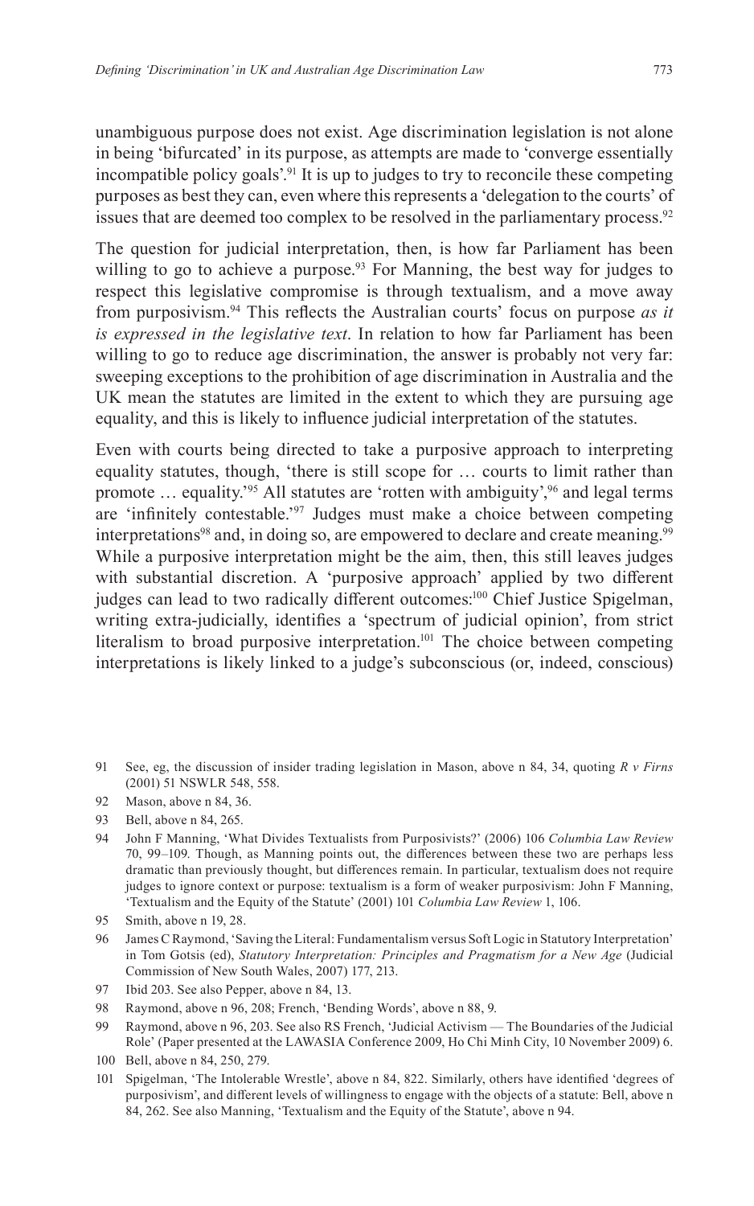unambiguous purpose does not exist. Age discrimination legislation is not alone in being 'bifurcated' in its purpose, as attempts are made to 'converge essentially incompatible policy goals'.[91] It is up to judges to try to reconcile these competing purposes as best they can, even where this represents a 'delegation to the courts' of issues that are deemed too complex to be resolved in the parliamentary process.[92]

The question for judicial interpretation, then, is how far Parliament has been willing to go to achieve a purpose.[93] For Manning, the best way for judges to respect this legislative compromise is through textualism, and a move away from purposivism.[94] This reflects the Australian courts' focus on purpose *as it is expressed in the legislative text*. In relation to how far Parliament has been willing to go to reduce age discrimination, the answer is probably not very far: sweeping exceptions to the prohibition of age discrimination in Australia and the UK mean the statutes are limited in the extent to which they are pursuing age equality, and this is likely to influence judicial interpretation of the statutes.

Even with courts being directed to take a purposive approach to interpreting equality statutes, though, 'there is still scope for … courts to limit rather than promote … equality.'[95] All statutes are 'rotten with ambiguity',[96] and legal terms are 'infinitely contestable.'[97] Judges must make a choice between competing interpretations[98] and, in doing so, are empowered to declare and create meaning.[99] While a purposive interpretation might be the aim, then, this still leaves judges with substantial discretion. A 'purposive approach' applied by two different judges can lead to two radically different outcomes:[100] Chief Justice Spigelman, writing extra-judicially, identifies a 'spectrum of judicial opinion', from strict literalism to broad purposive interpretation.[101] The choice between competing interpretations is likely linked to a judge's subconscious (or, indeed, conscious)

---

91 See, eg, the discussion of insider trading legislation in Mason, above n 84, 34, quoting *R v Firns* (2001) 51 NSWLR 548, 558.

92 Mason, above n 84, 36.

93 Bell, above n 84, 265.

94 John F Manning, 'What Divides Textualists from Purposivists?' (2006) 106 *Columbia Law Review* 70, 99–109. Though, as Manning points out, the differences between these two are perhaps less dramatic than previously thought, but differences remain. In particular, textualism does not require judges to ignore context or purpose: textualism is a form of weaker purposivism: John F Manning, 'Textualism and the Equity of the Statute' (2001) 101 *Columbia Law Review* 1, 106.

95 Smith, above n 19, 28.

96 James C Raymond, 'Saving the Literal: Fundamentalism versus Soft Logic in Statutory Interpretation' in Tom Gotsis (ed), *Statutory Interpretation: Principles and Pragmatism for a New Age* (Judicial Commission of New South Wales, 2007) 177, 213.

97 Ibid 203. See also Pepper, above n 84, 13.

98 Raymond, above n 96, 208; French, 'Bending Words', above n 88, 9.

99 Raymond, above n 96, 203. See also RS French, 'Judicial Activism — The Boundaries of the Judicial Role' (Paper presented at the LAWASIA Conference 2009, Ho Chi Minh City, 10 November 2009) 6.

100 Bell, above n 84, 250, 279.

101 Spigelman, 'The Intolerable Wrestle', above n 84, 822. Similarly, others have identified 'degrees of purposivism', and different levels of willingness to engage with the objects of a statute: Bell, above n 84, 262. See also Manning, 'Textualism and the Equity of the Statute', above n 94.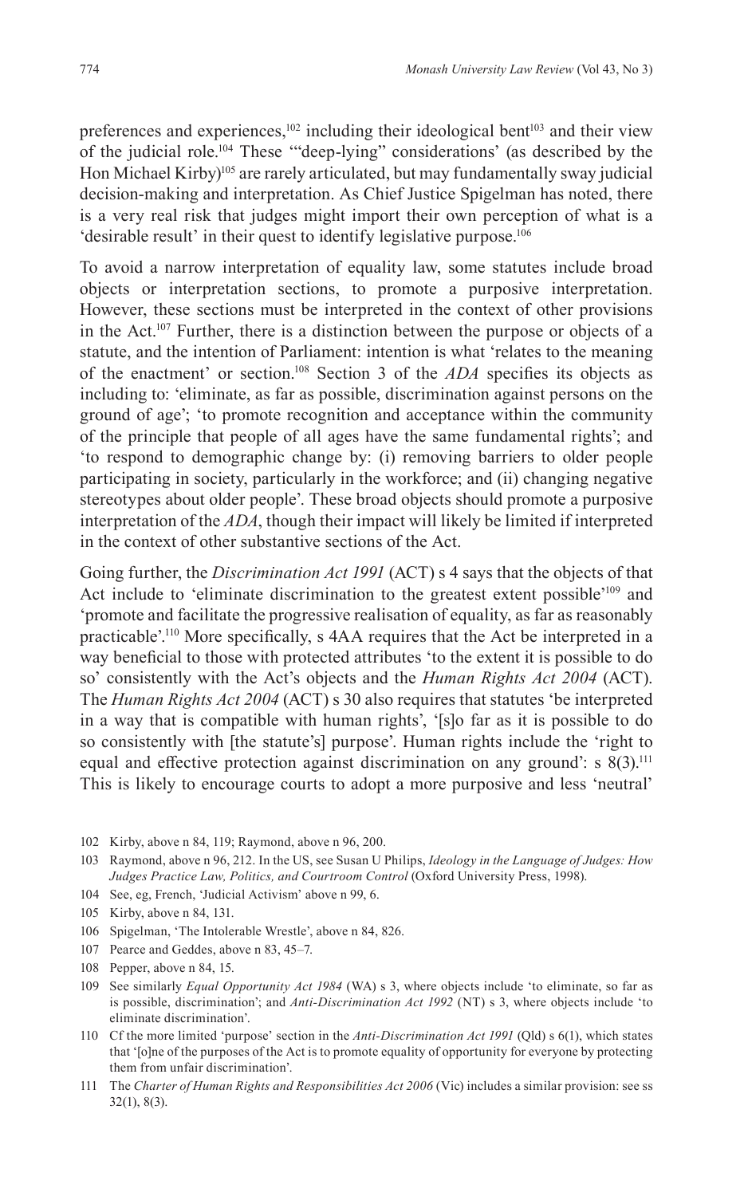preferences and experiences,[102] including their ideological bent[103] and their view of the judicial role.[104] These '"deep-lying" considerations' (as described by the Hon Michael Kirby)[105] are rarely articulated, but may fundamentally sway judicial decision-making and interpretation. As Chief Justice Spigelman has noted, there is a very real risk that judges might import their own perception of what is a 'desirable result' in their quest to identify legislative purpose.[106]

To avoid a narrow interpretation of equality law, some statutes include broad objects or interpretation sections, to promote a purposive interpretation. However, these sections must be interpreted in the context of other provisions in the Act.[107] Further, there is a distinction between the purpose or objects of a statute, and the intention of Parliament: intention is what 'relates to the meaning of the enactment' or section.[108] Section 3 of the *ADA* specifies its objects as including to: 'eliminate, as far as possible, discrimination against persons on the ground of age'; 'to promote recognition and acceptance within the community of the principle that people of all ages have the same fundamental rights'; and 'to respond to demographic change by: (i) removing barriers to older people participating in society, particularly in the workforce; and (ii) changing negative stereotypes about older people'. These broad objects should promote a purposive interpretation of the *ADA*, though their impact will likely be limited if interpreted in the context of other substantive sections of the Act.

Going further, the *Discrimination Act 1991* (ACT) s 4 says that the objects of that Act include to 'eliminate discrimination to the greatest extent possible'[109] and 'promote and facilitate the progressive realisation of equality, as far as reasonably practicable'.[110] More specifically, s 4AA requires that the Act be interpreted in a way beneficial to those with protected attributes 'to the extent it is possible to do so' consistently with the Act's objects and the *Human Rights Act 2004* (ACT). The *Human Rights Act 2004* (ACT) s 30 also requires that statutes 'be interpreted in a way that is compatible with human rights', '[s]o far as it is possible to do so consistently with [the statute's] purpose'. Human rights include the 'right to equal and effective protection against discrimination on any ground': s 8(3).[111] This is likely to encourage courts to adopt a more purposive and less 'neutral'

102 Kirby, above n 84, 119; Raymond, above n 96, 200.

103 Raymond, above n 96, 212. In the US, see Susan U Philips, *Ideology in the Language of Judges: How Judges Practice Law, Politics, and Courtroom Control* (Oxford University Press, 1998).

104 See, eg, French, 'Judicial Activism' above n 99, 6.

105 Kirby, above n 84, 131.

106 Spigelman, 'The Intolerable Wrestle', above n 84, 826.

107 Pearce and Geddes, above n 83, 45–7.

108 Pepper, above n 84, 15.

109 See similarly *Equal Opportunity Act 1984* (WA) s 3, where objects include 'to eliminate, so far as is possible, discrimination'; and *Anti-Discrimination Act 1992* (NT) s 3, where objects include 'to eliminate discrimination'.

110 Cf the more limited 'purpose' section in the *Anti-Discrimination Act 1991* (Qld) s 6(1), which states that '[o]ne of the purposes of the Act is to promote equality of opportunity for everyone by protecting them from unfair discrimination'.

111 The *Charter of Human Rights and Responsibilities Act 2006* (Vic) includes a similar provision: see ss 32(1), 8(3).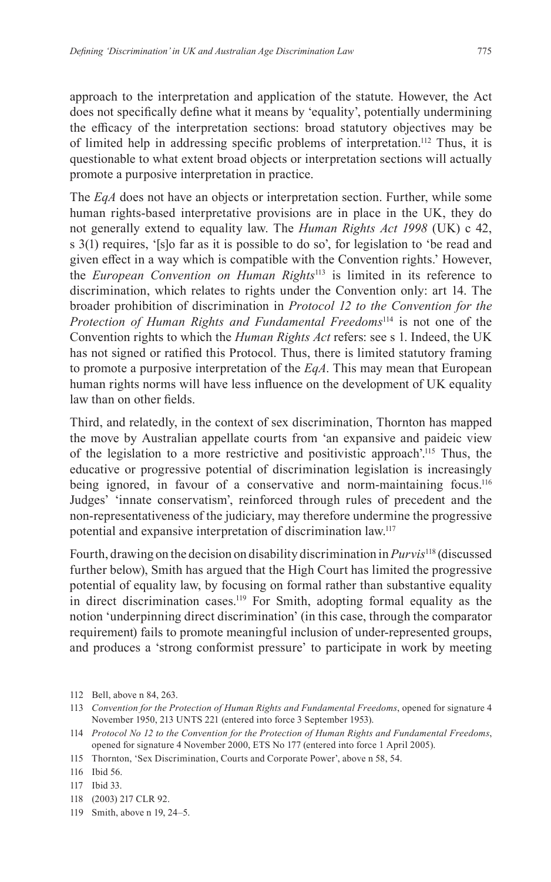approach to the interpretation and application of the statute. However, the Act does not specifically define what it means by 'equality', potentially undermining the efficacy of the interpretation sections: broad statutory objectives may be of limited help in addressing specific problems of interpretation.[112] Thus, it is questionable to what extent broad objects or interpretation sections will actually promote a purposive interpretation in practice.

The *EqA* does not have an objects or interpretation section. Further, while some human rights-based interpretative provisions are in place in the UK, they do not generally extend to equality law. The *Human Rights Act 1998* (UK) c 42, s 3(1) requires, '[s]o far as it is possible to do so', for legislation to 'be read and given effect in a way which is compatible with the Convention rights.' However, the *European Convention on Human Rights*[113] is limited in its reference to discrimination, which relates to rights under the Convention only: art 14. The broader prohibition of discrimination in *Protocol 12 to the Convention for the Protection of Human Rights and Fundamental Freedoms*[114] is not one of the Convention rights to which the *Human Rights Act* refers: see s 1. Indeed, the UK has not signed or ratified this Protocol. Thus, there is limited statutory framing to promote a purposive interpretation of the *EqA*. This may mean that European human rights norms will have less influence on the development of UK equality law than on other fields.

Third, and relatedly, in the context of sex discrimination, Thornton has mapped the move by Australian appellate courts from 'an expansive and paideic view of the legislation to a more restrictive and positivistic approach'.[115] Thus, the educative or progressive potential of discrimination legislation is increasingly being ignored, in favour of a conservative and norm-maintaining focus.[116] Judges' 'innate conservatism', reinforced through rules of precedent and the non-representativeness of the judiciary, may therefore undermine the progressive potential and expansive interpretation of discrimination law.[117]

Fourth, drawing on the decision on disability discrimination in *Purvis*[118] (discussed further below), Smith has argued that the High Court has limited the progressive potential of equality law, by focusing on formal rather than substantive equality in direct discrimination cases.[119] For Smith, adopting formal equality as the notion 'underpinning direct discrimination' (in this case, through the comparator requirement) fails to promote meaningful inclusion of under-represented groups, and produces a 'strong conformist pressure' to participate in work by meeting

112 Bell, above n 84, 263.

113 *Convention for the Protection of Human Rights and Fundamental Freedoms*, opened for signature 4 November 1950, 213 UNTS 221 (entered into force 3 September 1953).

114 *Protocol No 12 to the Convention for the Protection of Human Rights and Fundamental Freedoms*, opened for signature 4 November 2000, ETS No 177 (entered into force 1 April 2005).

115 Thornton, 'Sex Discrimination, Courts and Corporate Power', above n 58, 54.

116 Ibid 56.

117 Ibid 33.

118 (2003) 217 CLR 92.

119 Smith, above n 19, 24–5.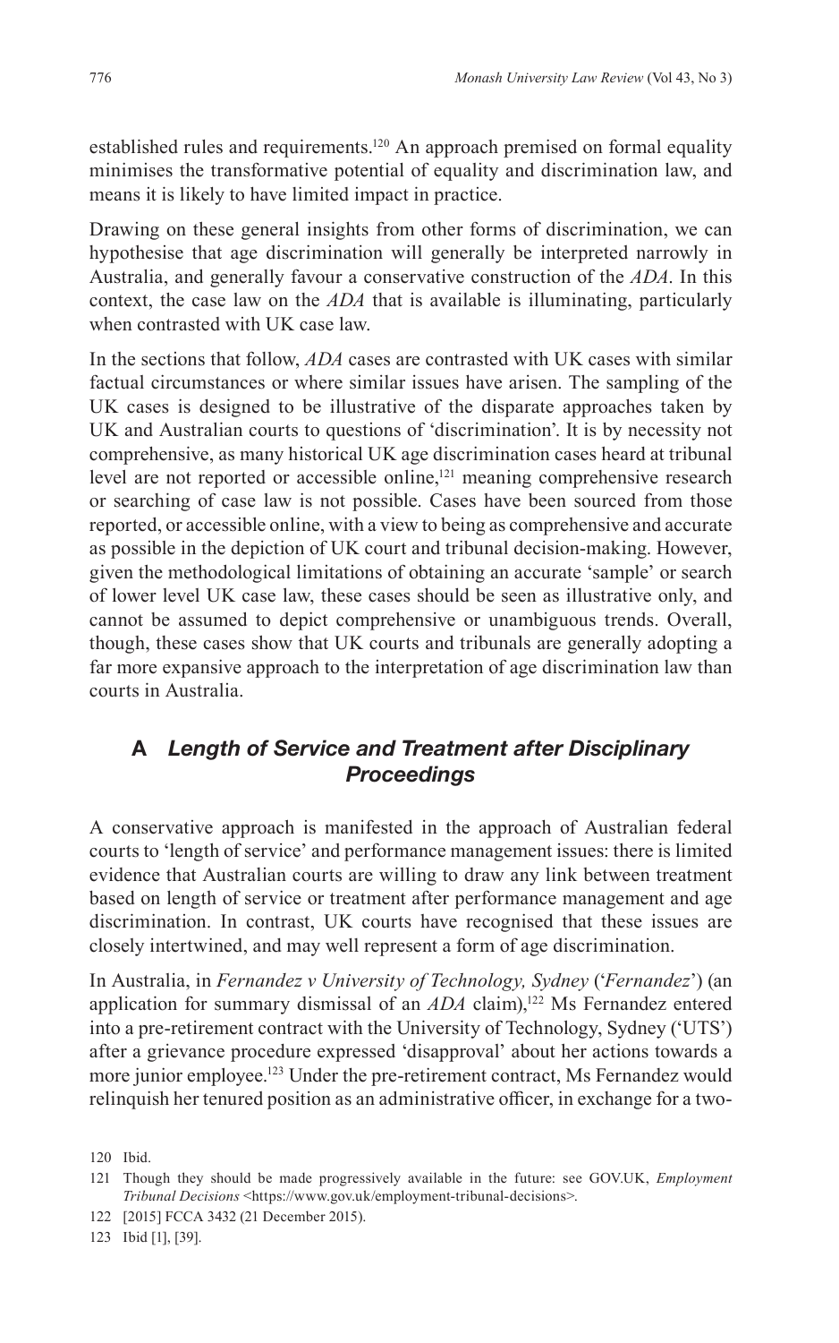established rules and requirements.[120] An approach premised on formal equality minimises the transformative potential of equality and discrimination law, and means it is likely to have limited impact in practice.

Drawing on these general insights from other forms of discrimination, we can hypothesise that age discrimination will generally be interpreted narrowly in Australia, and generally favour a conservative construction of the *ADA*. In this context, the case law on the *ADA* that is available is illuminating, particularly when contrasted with UK case law.

In the sections that follow, *ADA* cases are contrasted with UK cases with similar factual circumstances or where similar issues have arisen. The sampling of the UK cases is designed to be illustrative of the disparate approaches taken by UK and Australian courts to questions of 'discrimination'. It is by necessity not comprehensive, as many historical UK age discrimination cases heard at tribunal level are not reported or accessible online,[121] meaning comprehensive research or searching of case law is not possible. Cases have been sourced from those reported, or accessible online, with a view to being as comprehensive and accurate as possible in the depiction of UK court and tribunal decision-making. However, given the methodological limitations of obtaining an accurate 'sample' or search of lower level UK case law, these cases should be seen as illustrative only, and cannot be assumed to depict comprehensive or unambiguous trends. Overall, though, these cases show that UK courts and tribunals are generally adopting a far more expansive approach to the interpretation of age discrimination law than courts in Australia.

## A *Length of Service and Treatment after Disciplinary Proceedings*

A conservative approach is manifested in the approach of Australian federal courts to 'length of service' and performance management issues: there is limited evidence that Australian courts are willing to draw any link between treatment based on length of service or treatment after performance management and age discrimination. In contrast, UK courts have recognised that these issues are closely intertwined, and may well represent a form of age discrimination.

In Australia, in *Fernandez v University of Technology, Sydney* ('*Fernandez*') (an application for summary dismissal of an *ADA* claim),[122] Ms Fernandez entered into a pre-retirement contract with the University of Technology, Sydney ('UTS') after a grievance procedure expressed 'disapproval' about her actions towards a more junior employee.[123] Under the pre-retirement contract, Ms Fernandez would relinquish her tenured position as an administrative officer, in exchange for a two-

120 Ibid.

121 Though they should be made progressively available in the future: see GOV.UK, *Employment Tribunal Decisions* <https://www.gov.uk/employment-tribunal-decisions>.

122 [2015] FCCA 3432 (21 December 2015).

123 Ibid [1], [39].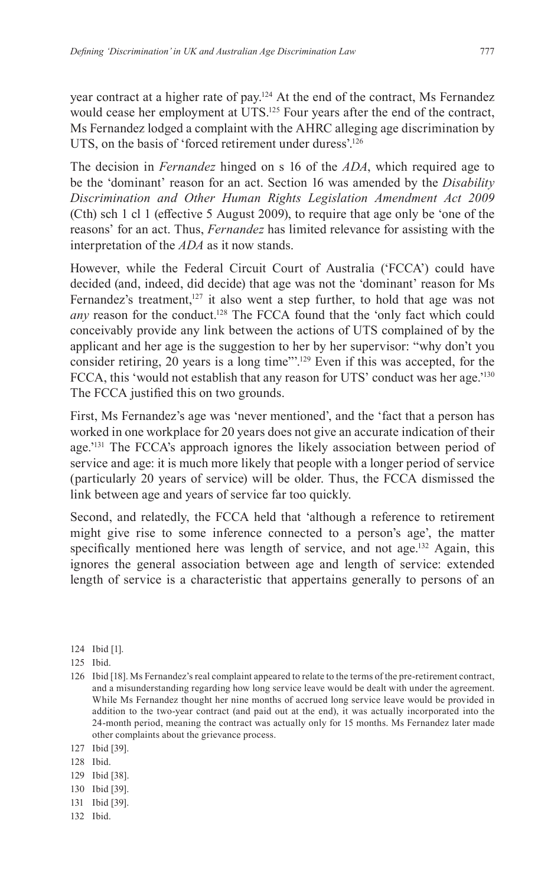year contract at a higher rate of pay.[124] At the end of the contract, Ms Fernandez would cease her employment at UTS.[125] Four years after the end of the contract, Ms Fernandez lodged a complaint with the AHRC alleging age discrimination by UTS, on the basis of 'forced retirement under duress'.[126]

The decision in *Fernandez* hinged on s 16 of the *ADA*, which required age to be the 'dominant' reason for an act. Section 16 was amended by the *Disability Discrimination and Other Human Rights Legislation Amendment Act 2009* (Cth) sch 1 cl 1 (effective 5 August 2009), to require that age only be 'one of the reasons' for an act. Thus, *Fernandez* has limited relevance for assisting with the interpretation of the *ADA* as it now stands.

However, while the Federal Circuit Court of Australia ('FCCA') could have decided (and, indeed, did decide) that age was not the 'dominant' reason for Ms Fernandez's treatment,[127] it also went a step further, to hold that age was not *any* reason for the conduct.[128] The FCCA found that the 'only fact which could conceivably provide any link between the actions of UTS complained of by the applicant and her age is the suggestion to her by her supervisor: "why don't you consider retiring, 20 years is a long time"'.[129] Even if this was accepted, for the FCCA, this 'would not establish that any reason for UTS' conduct was her age.'[130] The FCCA justified this on two grounds.

First, Ms Fernandez's age was 'never mentioned', and the 'fact that a person has worked in one workplace for 20 years does not give an accurate indication of their age.'[131] The FCCA's approach ignores the likely association between period of service and age: it is much more likely that people with a longer period of service (particularly 20 years of service) will be older. Thus, the FCCA dismissed the link between age and years of service far too quickly.

Second, and relatedly, the FCCA held that 'although a reference to retirement might give rise to some inference connected to a person's age', the matter specifically mentioned here was length of service, and not age.[132] Again, this ignores the general association between age and length of service: extended length of service is a characteristic that appertains generally to persons of an

---

124 Ibid [1].

125 Ibid.

126 Ibid [18]. Ms Fernandez's real complaint appeared to relate to the terms of the pre-retirement contract, and a misunderstanding regarding how long service leave would be dealt with under the agreement. While Ms Fernandez thought her nine months of accrued long service leave would be provided in addition to the two-year contract (and paid out at the end), it was actually incorporated into the 24-month period, meaning the contract was actually only for 15 months. Ms Fernandez later made other complaints about the grievance process.

127 Ibid [39].

128 Ibid.

129 Ibid [38].

130 Ibid [39].

131 Ibid [39].

132 Ibid.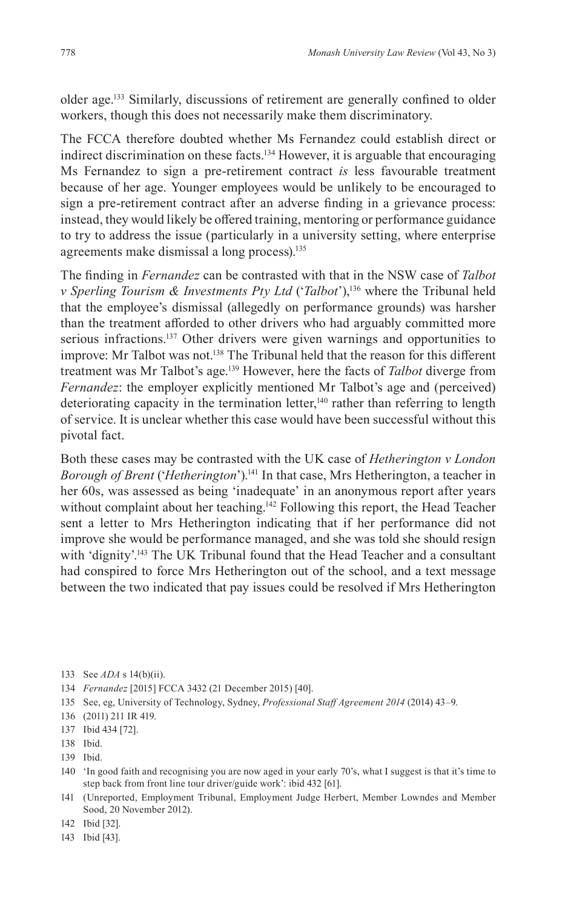older age.[133] Similarly, discussions of retirement are generally confined to older workers, though this does not necessarily make them discriminatory.

The FCCA therefore doubted whether Ms Fernandez could establish direct or indirect discrimination on these facts.[134] However, it is arguable that encouraging Ms Fernandez to sign a pre-retirement contract *is* less favourable treatment because of her age. Younger employees would be unlikely to be encouraged to sign a pre-retirement contract after an adverse finding in a grievance process: instead, they would likely be offered training, mentoring or performance guidance to try to address the issue (particularly in a university setting, where enterprise agreements make dismissal a long process).[135]

The finding in *Fernandez* can be contrasted with that in the NSW case of *Talbot v Sperling Tourism & Investments Pty Ltd* ('*Talbot*'),[136] where the Tribunal held that the employee's dismissal (allegedly on performance grounds) was harsher than the treatment afforded to other drivers who had arguably committed more serious infractions.[137] Other drivers were given warnings and opportunities to improve: Mr Talbot was not.[138] The Tribunal held that the reason for this different treatment was Mr Talbot's age.[139] However, here the facts of *Talbot* diverge from *Fernandez*: the employer explicitly mentioned Mr Talbot's age and (perceived) deteriorating capacity in the termination letter,[140] rather than referring to length of service. It is unclear whether this case would have been successful without this pivotal fact.

Both these cases may be contrasted with the UK case of *Hetherington v London Borough of Brent* ('*Hetherington*').[141] In that case, Mrs Hetherington, a teacher in her 60s, was assessed as being 'inadequate' in an anonymous report after years without complaint about her teaching.[142] Following this report, the Head Teacher sent a letter to Mrs Hetherington indicating that if her performance did not improve she would be performance managed, and she was told she should resign with 'dignity'.[143] The UK Tribunal found that the Head Teacher and a consultant had conspired to force Mrs Hetherington out of the school, and a text message between the two indicated that pay issues could be resolved if Mrs Hetherington

---

133 See *ADA* s 14(b)(ii).

134 *Fernandez* [2015] FCCA 3432 (21 December 2015) [40].

135 See, eg, University of Technology, Sydney, *Professional Staff Agreement 2014* (2014) 43–9.

136 (2011) 211 IR 419.

137 Ibid 434 [72].

138 Ibid.

139 Ibid.

140 'In good faith and recognising you are now aged in your early 70's, what I suggest is that it's time to step back from front line tour driver/guide work': ibid 432 [61].

141 (Unreported, Employment Tribunal, Employment Judge Herbert, Member Lowndes and Member Sood, 20 November 2012).

142 Ibid [32].

143 Ibid [43].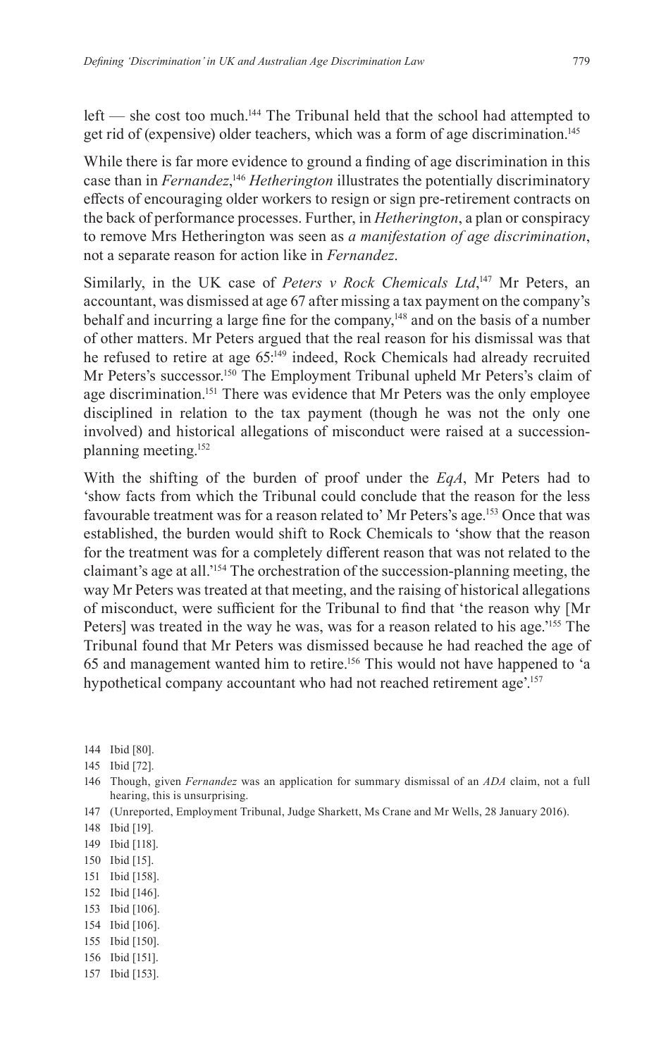left — she cost too much.[144] The Tribunal held that the school had attempted to get rid of (expensive) older teachers, which was a form of age discrimination.[145]

While there is far more evidence to ground a finding of age discrimination in this case than in *Fernandez*,[146] *Hetherington* illustrates the potentially discriminatory effects of encouraging older workers to resign or sign pre-retirement contracts on the back of performance processes. Further, in *Hetherington*, a plan or conspiracy to remove Mrs Hetherington was seen as *a manifestation of age discrimination*, not a separate reason for action like in *Fernandez*.

Similarly, in the UK case of *Peters v Rock Chemicals Ltd*,[147] Mr Peters, an accountant, was dismissed at age 67 after missing a tax payment on the company's behalf and incurring a large fine for the company,[148] and on the basis of a number of other matters. Mr Peters argued that the real reason for his dismissal was that he refused to retire at age 65:[149] indeed, Rock Chemicals had already recruited Mr Peters's successor.[150] The Employment Tribunal upheld Mr Peters's claim of age discrimination.[151] There was evidence that Mr Peters was the only employee disciplined in relation to the tax payment (though he was not the only one involved) and historical allegations of misconduct were raised at a succession-planning meeting.[152]

With the shifting of the burden of proof under the *EqA*, Mr Peters had to 'show facts from which the Tribunal could conclude that the reason for the less favourable treatment was for a reason related to' Mr Peters's age.[153] Once that was established, the burden would shift to Rock Chemicals to 'show that the reason for the treatment was for a completely different reason that was not related to the claimant's age at all.'[154] The orchestration of the succession-planning meeting, the way Mr Peters was treated at that meeting, and the raising of historical allegations of misconduct, were sufficient for the Tribunal to find that 'the reason why [Mr Peters] was treated in the way he was, was for a reason related to his age.'[155] The Tribunal found that Mr Peters was dismissed because he had reached the age of 65 and management wanted him to retire.[156] This would not have happened to 'a hypothetical company accountant who had not reached retirement age'.[157]

144 Ibid [80].

145 Ibid [72].

146 Though, given *Fernandez* was an application for summary dismissal of an *ADA* claim, not a full hearing, this is unsurprising.

147 (Unreported, Employment Tribunal, Judge Sharkett, Ms Crane and Mr Wells, 28 January 2016).

148 Ibid [19].

149 Ibid [118].

150 Ibid [15].

151 Ibid [158].

152 Ibid [146].

153 Ibid [106].

154 Ibid [106].

155 Ibid [150].

156 Ibid [151].

157 Ibid [153].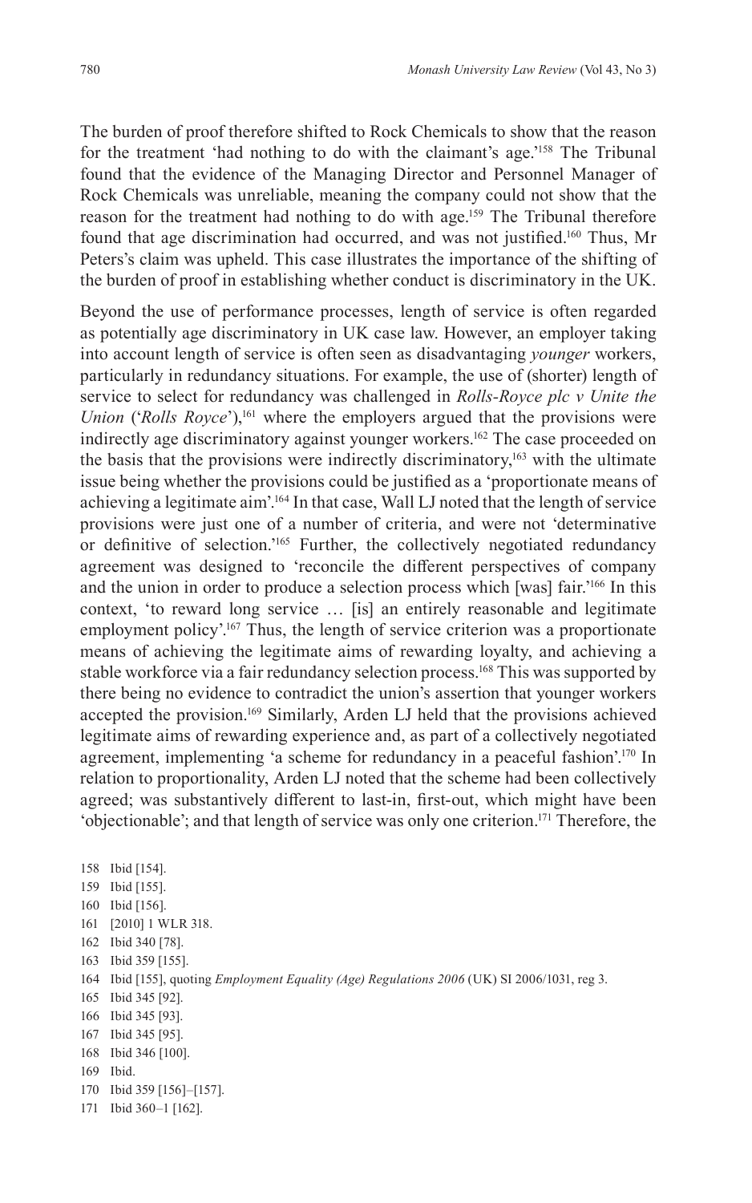The burden of proof therefore shifted to Rock Chemicals to show that the reason for the treatment 'had nothing to do with the claimant's age.'[158] The Tribunal found that the evidence of the Managing Director and Personnel Manager of Rock Chemicals was unreliable, meaning the company could not show that the reason for the treatment had nothing to do with age.[159] The Tribunal therefore found that age discrimination had occurred, and was not justified.[160] Thus, Mr Peters's claim was upheld. This case illustrates the importance of the shifting of the burden of proof in establishing whether conduct is discriminatory in the UK.

Beyond the use of performance processes, length of service is often regarded as potentially age discriminatory in UK case law. However, an employer taking into account length of service is often seen as disadvantaging *younger* workers, particularly in redundancy situations. For example, the use of (shorter) length of service to select for redundancy was challenged in *Rolls-Royce plc v Unite the Union* ('*Rolls Royce*'),[161] where the employers argued that the provisions were indirectly age discriminatory against younger workers.[162] The case proceeded on the basis that the provisions were indirectly discriminatory,[163] with the ultimate issue being whether the provisions could be justified as a 'proportionate means of achieving a legitimate aim'.[164] In that case, Wall LJ noted that the length of service provisions were just one of a number of criteria, and were not 'determinative or definitive of selection.'[165] Further, the collectively negotiated redundancy agreement was designed to 'reconcile the different perspectives of company and the union in order to produce a selection process which [was] fair.'[166] In this context, 'to reward long service … [is] an entirely reasonable and legitimate employment policy'.[167] Thus, the length of service criterion was a proportionate means of achieving the legitimate aims of rewarding loyalty, and achieving a stable workforce via a fair redundancy selection process.[168] This was supported by there being no evidence to contradict the union's assertion that younger workers accepted the provision.[169] Similarly, Arden LJ held that the provisions achieved legitimate aims of rewarding experience and, as part of a collectively negotiated agreement, implementing 'a scheme for redundancy in a peaceful fashion'.[170] In relation to proportionality, Arden LJ noted that the scheme had been collectively agreed; was substantively different to last-in, first-out, which might have been 'objectionable'; and that length of service was only one criterion.[171] Therefore, the

158 Ibid [154].
159 Ibid [155].
160 Ibid [156].
161 [2010] 1 WLR 318.
162 Ibid 340 [78].
163 Ibid 359 [155].
164 Ibid [155], quoting *Employment Equality (Age) Regulations 2006* (UK) SI 2006/1031, reg 3.
165 Ibid 345 [92].
166 Ibid 345 [93].
167 Ibid 345 [95].
168 Ibid 346 [100].
169 Ibid.
170 Ibid 359 [156]–[157].
171 Ibid 360–1 [162].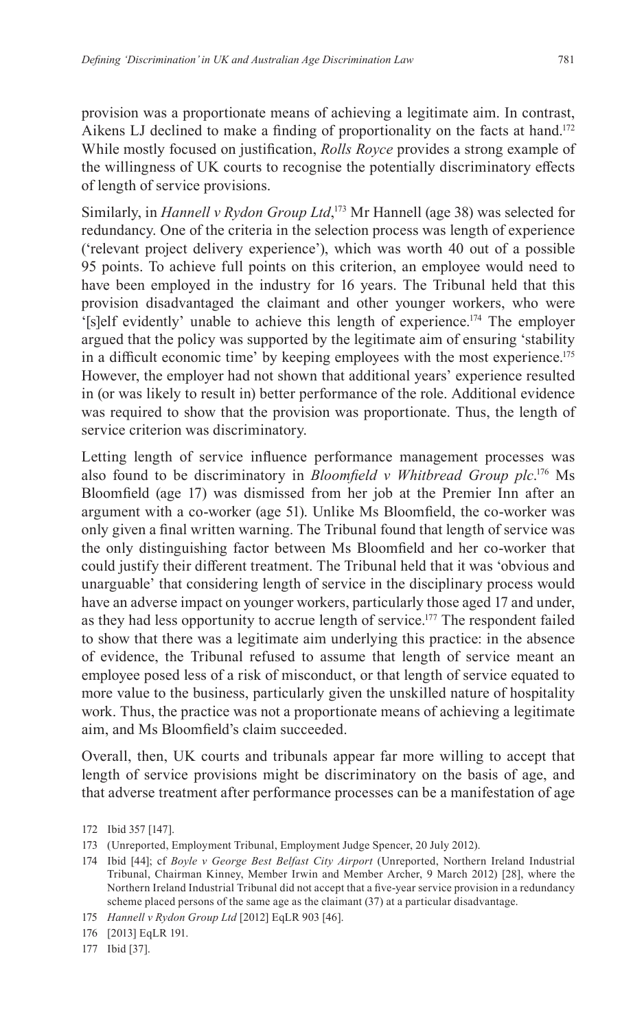provision was a proportionate means of achieving a legitimate aim. In contrast, Aikens LJ declined to make a finding of proportionality on the facts at hand.[172] While mostly focused on justification, *Rolls Royce* provides a strong example of the willingness of UK courts to recognise the potentially discriminatory effects of length of service provisions.

Similarly, in *Hannell v Rydon Group Ltd*,[173] Mr Hannell (age 38) was selected for redundancy. One of the criteria in the selection process was length of experience ('relevant project delivery experience'), which was worth 40 out of a possible 95 points. To achieve full points on this criterion, an employee would need to have been employed in the industry for 16 years. The Tribunal held that this provision disadvantaged the claimant and other younger workers, who were '[s]elf evidently' unable to achieve this length of experience.[174] The employer argued that the policy was supported by the legitimate aim of ensuring 'stability in a difficult economic time' by keeping employees with the most experience.[175] However, the employer had not shown that additional years' experience resulted in (or was likely to result in) better performance of the role. Additional evidence was required to show that the provision was proportionate. Thus, the length of service criterion was discriminatory.

Letting length of service influence performance management processes was also found to be discriminatory in *Bloomfield v Whitbread Group plc*.[176] Ms Bloomfield (age 17) was dismissed from her job at the Premier Inn after an argument with a co-worker (age 51). Unlike Ms Bloomfield, the co-worker was only given a final written warning. The Tribunal found that length of service was the only distinguishing factor between Ms Bloomfield and her co-worker that could justify their different treatment. The Tribunal held that it was 'obvious and unarguable' that considering length of service in the disciplinary process would have an adverse impact on younger workers, particularly those aged 17 and under, as they had less opportunity to accrue length of service.[177] The respondent failed to show that there was a legitimate aim underlying this practice: in the absence of evidence, the Tribunal refused to assume that length of service meant an employee posed less of a risk of misconduct, or that length of service equated to more value to the business, particularly given the unskilled nature of hospitality work. Thus, the practice was not a proportionate means of achieving a legitimate aim, and Ms Bloomfield's claim succeeded.

Overall, then, UK courts and tribunals appear far more willing to accept that length of service provisions might be discriminatory on the basis of age, and that adverse treatment after performance processes can be a manifestation of age

---

172 Ibid 357 [147].

173 (Unreported, Employment Tribunal, Employment Judge Spencer, 20 July 2012).

174 Ibid [44]; cf *Boyle v George Best Belfast City Airport* (Unreported, Northern Ireland Industrial Tribunal, Chairman Kinney, Member Irwin and Member Archer, 9 March 2012) [28], where the Northern Ireland Industrial Tribunal did not accept that a five-year service provision in a redundancy scheme placed persons of the same age as the claimant (37) at a particular disadvantage.

175 *Hannell v Rydon Group Ltd* [2012] EqLR 903 [46].

176 [2013] EqLR 191.

177 Ibid [37].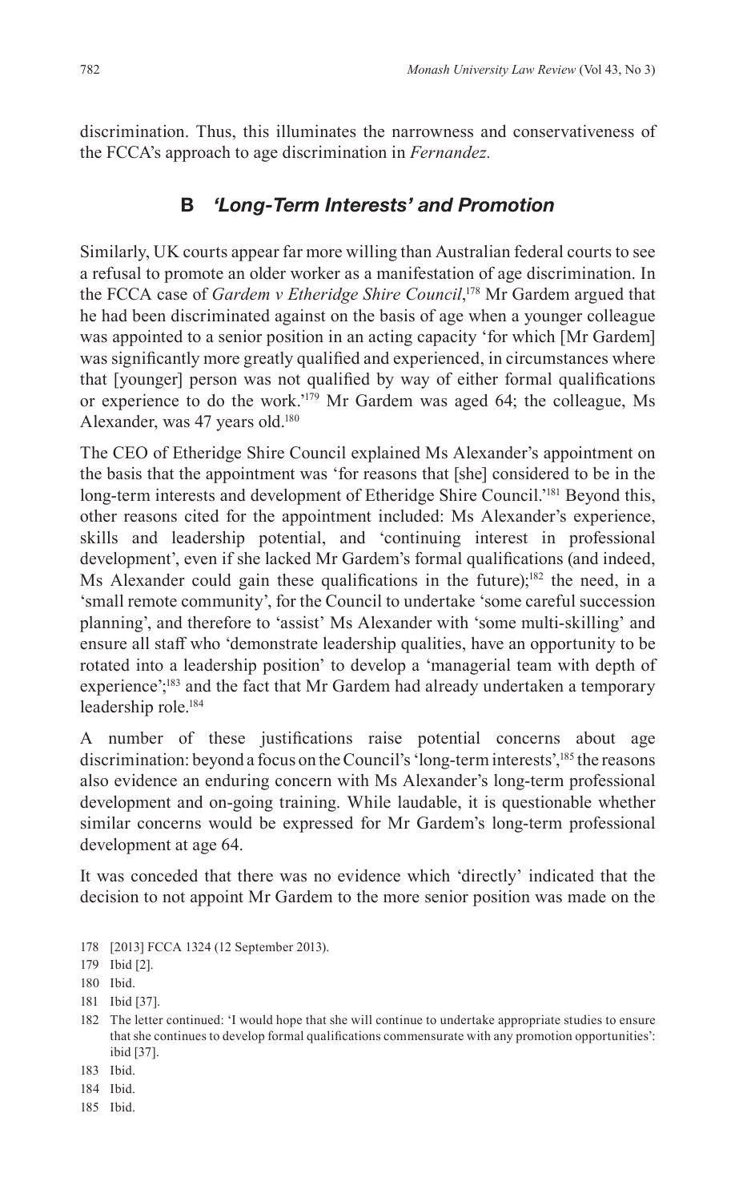discrimination. Thus, this illuminates the narrowness and conservativeness of the FCCA's approach to age discrimination in *Fernandez*.

## B *'Long-Term Interests' and Promotion*

Similarly, UK courts appear far more willing than Australian federal courts to see a refusal to promote an older worker as a manifestation of age discrimination. In the FCCA case of *Gardem v Etheridge Shire Council*,[178] Mr Gardem argued that he had been discriminated against on the basis of age when a younger colleague was appointed to a senior position in an acting capacity 'for which [Mr Gardem] was significantly more greatly qualified and experienced, in circumstances where that [younger] person was not qualified by way of either formal qualifications or experience to do the work.'[179] Mr Gardem was aged 64; the colleague, Ms Alexander, was 47 years old.[180]

The CEO of Etheridge Shire Council explained Ms Alexander's appointment on the basis that the appointment was 'for reasons that [she] considered to be in the long-term interests and development of Etheridge Shire Council.'[181] Beyond this, other reasons cited for the appointment included: Ms Alexander's experience, skills and leadership potential, and 'continuing interest in professional development', even if she lacked Mr Gardem's formal qualifications (and indeed, Ms Alexander could gain these qualifications in the future);[182] the need, in a 'small remote community', for the Council to undertake 'some careful succession planning', and therefore to 'assist' Ms Alexander with 'some multi-skilling' and ensure all staff who 'demonstrate leadership qualities, have an opportunity to be rotated into a leadership position' to develop a 'managerial team with depth of experience';[183] and the fact that Mr Gardem had already undertaken a temporary leadership role.[184]

A number of these justifications raise potential concerns about age discrimination: beyond a focus on the Council's 'long-term interests',[185] the reasons also evidence an enduring concern with Ms Alexander's long-term professional development and on-going training. While laudable, it is questionable whether similar concerns would be expressed for Mr Gardem's long-term professional development at age 64.

It was conceded that there was no evidence which 'directly' indicated that the decision to not appoint Mr Gardem to the more senior position was made on the

178 [2013] FCCA 1324 (12 September 2013).

179 Ibid [2].

180 Ibid.

181 Ibid [37].

182 The letter continued: 'I would hope that she will continue to undertake appropriate studies to ensure that she continues to develop formal qualifications commensurate with any promotion opportunities': ibid [37].

183 Ibid.

184 Ibid.

185 Ibid.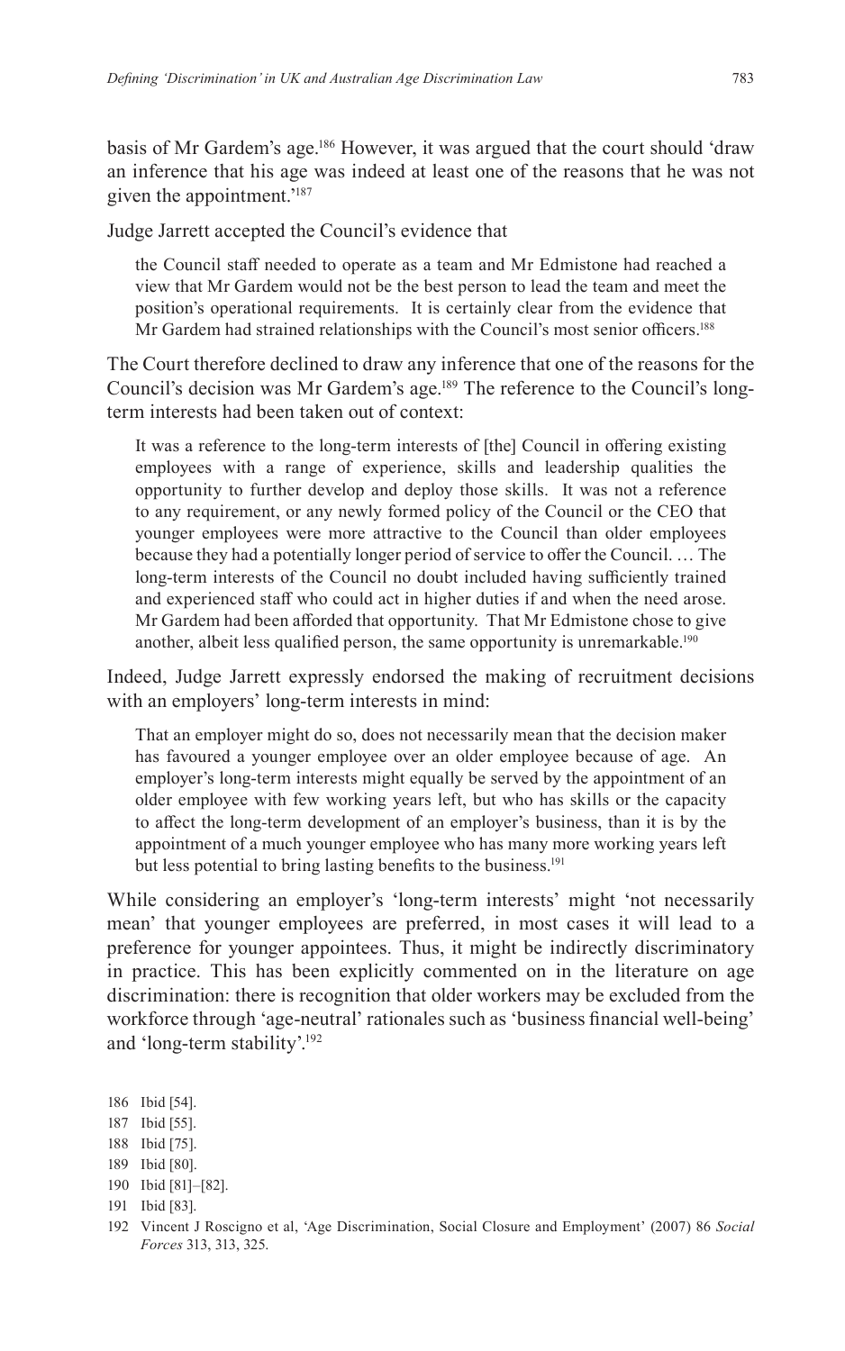basis of Mr Gardem's age.[186] However, it was argued that the court should 'draw an inference that his age was indeed at least one of the reasons that he was not given the appointment.'[187]

Judge Jarrett accepted the Council's evidence that

> the Council staff needed to operate as a team and Mr Edmistone had reached a view that Mr Gardem would not be the best person to lead the team and meet the position's operational requirements. It is certainly clear from the evidence that Mr Gardem had strained relationships with the Council's most senior officers.[188]

The Court therefore declined to draw any inference that one of the reasons for the Council's decision was Mr Gardem's age.[189] The reference to the Council's long-term interests had been taken out of context:

> It was a reference to the long-term interests of [the] Council in offering existing employees with a range of experience, skills and leadership qualities the opportunity to further develop and deploy those skills. It was not a reference to any requirement, or any newly formed policy of the Council or the CEO that younger employees were more attractive to the Council than older employees because they had a potentially longer period of service to offer the Council. … The long-term interests of the Council no doubt included having sufficiently trained and experienced staff who could act in higher duties if and when the need arose. Mr Gardem had been afforded that opportunity. That Mr Edmistone chose to give another, albeit less qualified person, the same opportunity is unremarkable.[190]

Indeed, Judge Jarrett expressly endorsed the making of recruitment decisions with an employers' long-term interests in mind:

> That an employer might do so, does not necessarily mean that the decision maker has favoured a younger employee over an older employee because of age. An employer's long-term interests might equally be served by the appointment of an older employee with few working years left, but who has skills or the capacity to affect the long-term development of an employer's business, than it is by the appointment of a much younger employee who has many more working years left but less potential to bring lasting benefits to the business.[191]

While considering an employer's 'long-term interests' might 'not necessarily mean' that younger employees are preferred, in most cases it will lead to a preference for younger appointees. Thus, it might be indirectly discriminatory in practice. This has been explicitly commented on in the literature on age discrimination: there is recognition that older workers may be excluded from the workforce through 'age-neutral' rationales such as 'business financial well-being' and 'long-term stability'.[192]

---

186 Ibid [54].

187 Ibid [55].

188 Ibid [75].

189 Ibid [80].

190 Ibid [81]–[82].

191 Ibid [83].

192 Vincent J Roscigno et al, 'Age Discrimination, Social Closure and Employment' (2007) 86 *Social Forces* 313, 313, 325.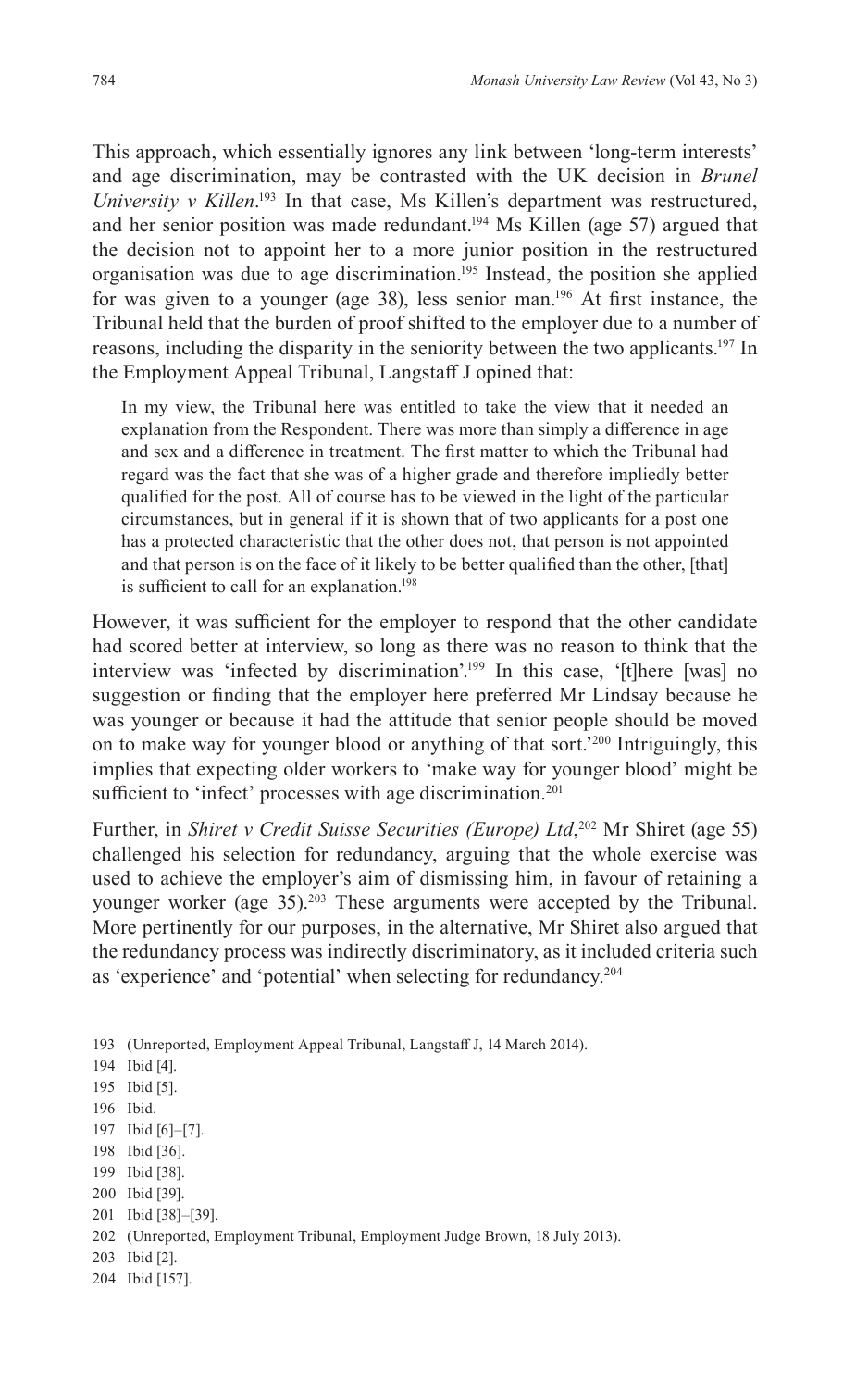This approach, which essentially ignores any link between 'long-term interests' and age discrimination, may be contrasted with the UK decision in *Brunel University v Killen*.[193] In that case, Ms Killen's department was restructured, and her senior position was made redundant.[194] Ms Killen (age 57) argued that the decision not to appoint her to a more junior position in the restructured organisation was due to age discrimination.[195] Instead, the position she applied for was given to a younger (age 38), less senior man.[196] At first instance, the Tribunal held that the burden of proof shifted to the employer due to a number of reasons, including the disparity in the seniority between the two applicants.[197] In the Employment Appeal Tribunal, Langstaff J opined that:

> In my view, the Tribunal here was entitled to take the view that it needed an explanation from the Respondent. There was more than simply a difference in age and sex and a difference in treatment. The first matter to which the Tribunal had regard was the fact that she was of a higher grade and therefore impliedly better qualified for the post. All of course has to be viewed in the light of the particular circumstances, but in general if it is shown that of two applicants for a post one has a protected characteristic that the other does not, that person is not appointed and that person is on the face of it likely to be better qualified than the other, [that] is sufficient to call for an explanation.[198]

However, it was sufficient for the employer to respond that the other candidate had scored better at interview, so long as there was no reason to think that the interview was 'infected by discrimination'.[199] In this case, '[t]here [was] no suggestion or finding that the employer here preferred Mr Lindsay because he was younger or because it had the attitude that senior people should be moved on to make way for younger blood or anything of that sort.'[200] Intriguingly, this implies that expecting older workers to 'make way for younger blood' might be sufficient to 'infect' processes with age discrimination.[201]

Further, in *Shiret v Credit Suisse Securities (Europe) Ltd*,[202] Mr Shiret (age 55) challenged his selection for redundancy, arguing that the whole exercise was used to achieve the employer's aim of dismissing him, in favour of retaining a younger worker (age 35).[203] These arguments were accepted by the Tribunal. More pertinently for our purposes, in the alternative, Mr Shiret also argued that the redundancy process was indirectly discriminatory, as it included criteria such as 'experience' and 'potential' when selecting for redundancy.[204]

193 (Unreported, Employment Appeal Tribunal, Langstaff J, 14 March 2014).
194 Ibid [4].
195 Ibid [5].
196 Ibid.
197 Ibid [6]–[7].
198 Ibid [36].
199 Ibid [38].
200 Ibid [39].
201 Ibid [38]–[39].
202 (Unreported, Employment Tribunal, Employment Judge Brown, 18 July 2013).
203 Ibid [2].
204 Ibid [157].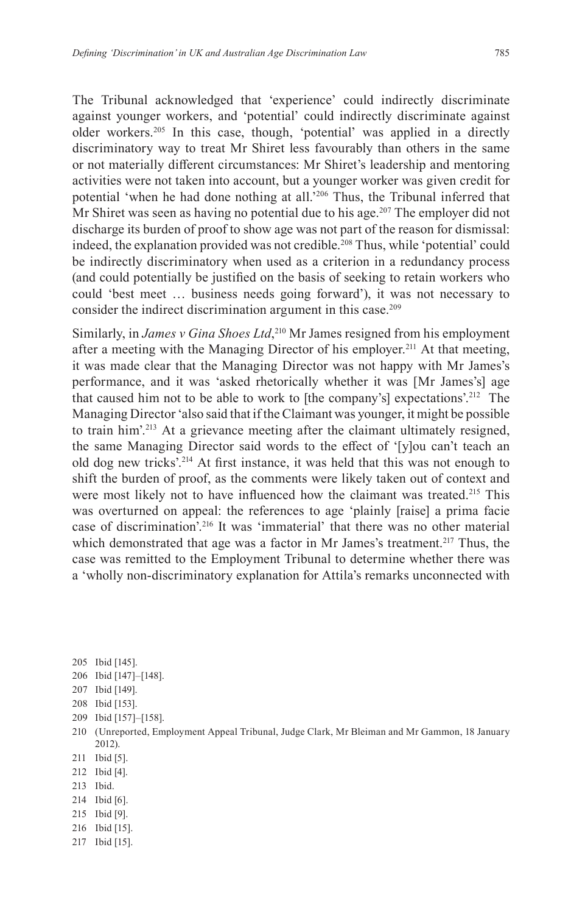The Tribunal acknowledged that 'experience' could indirectly discriminate against younger workers, and 'potential' could indirectly discriminate against older workers.[205] In this case, though, 'potential' was applied in a directly discriminatory way to treat Mr Shiret less favourably than others in the same or not materially different circumstances: Mr Shiret's leadership and mentoring activities were not taken into account, but a younger worker was given credit for potential 'when he had done nothing at all.'[206] Thus, the Tribunal inferred that Mr Shiret was seen as having no potential due to his age.[207] The employer did not discharge its burden of proof to show age was not part of the reason for dismissal: indeed, the explanation provided was not credible.[208] Thus, while 'potential' could be indirectly discriminatory when used as a criterion in a redundancy process (and could potentially be justified on the basis of seeking to retain workers who could 'best meet … business needs going forward'), it was not necessary to consider the indirect discrimination argument in this case.[209]

Similarly, in *James v Gina Shoes Ltd*,[210] Mr James resigned from his employment after a meeting with the Managing Director of his employer.[211] At that meeting, it was made clear that the Managing Director was not happy with Mr James's performance, and it was 'asked rhetorically whether it was [Mr James's] age that caused him not to be able to work to [the company's] expectations'.[212] The Managing Director 'also said that if the Claimant was younger, it might be possible to train him'.[213] At a grievance meeting after the claimant ultimately resigned, the same Managing Director said words to the effect of '[y]ou can't teach an old dog new tricks'.[214] At first instance, it was held that this was not enough to shift the burden of proof, as the comments were likely taken out of context and were most likely not to have influenced how the claimant was treated.[215] This was overturned on appeal: the references to age 'plainly [raise] a prima facie case of discrimination'.[216] It was 'immaterial' that there was no other material which demonstrated that age was a factor in Mr James's treatment.[217] Thus, the case was remitted to the Employment Tribunal to determine whether there was a 'wholly non-discriminatory explanation for Attila's remarks unconnected with

---

205 Ibid [145].

206 Ibid [147]–[148].

207 Ibid [149].

208 Ibid [153].

209 Ibid [157]–[158].

210 (Unreported, Employment Appeal Tribunal, Judge Clark, Mr Bleiman and Mr Gammon, 18 January 2012).

211 Ibid [5].

212 Ibid [4].

213 Ibid.

214 Ibid [6].

215 Ibid [9].

216 Ibid [15].

217 Ibid [15].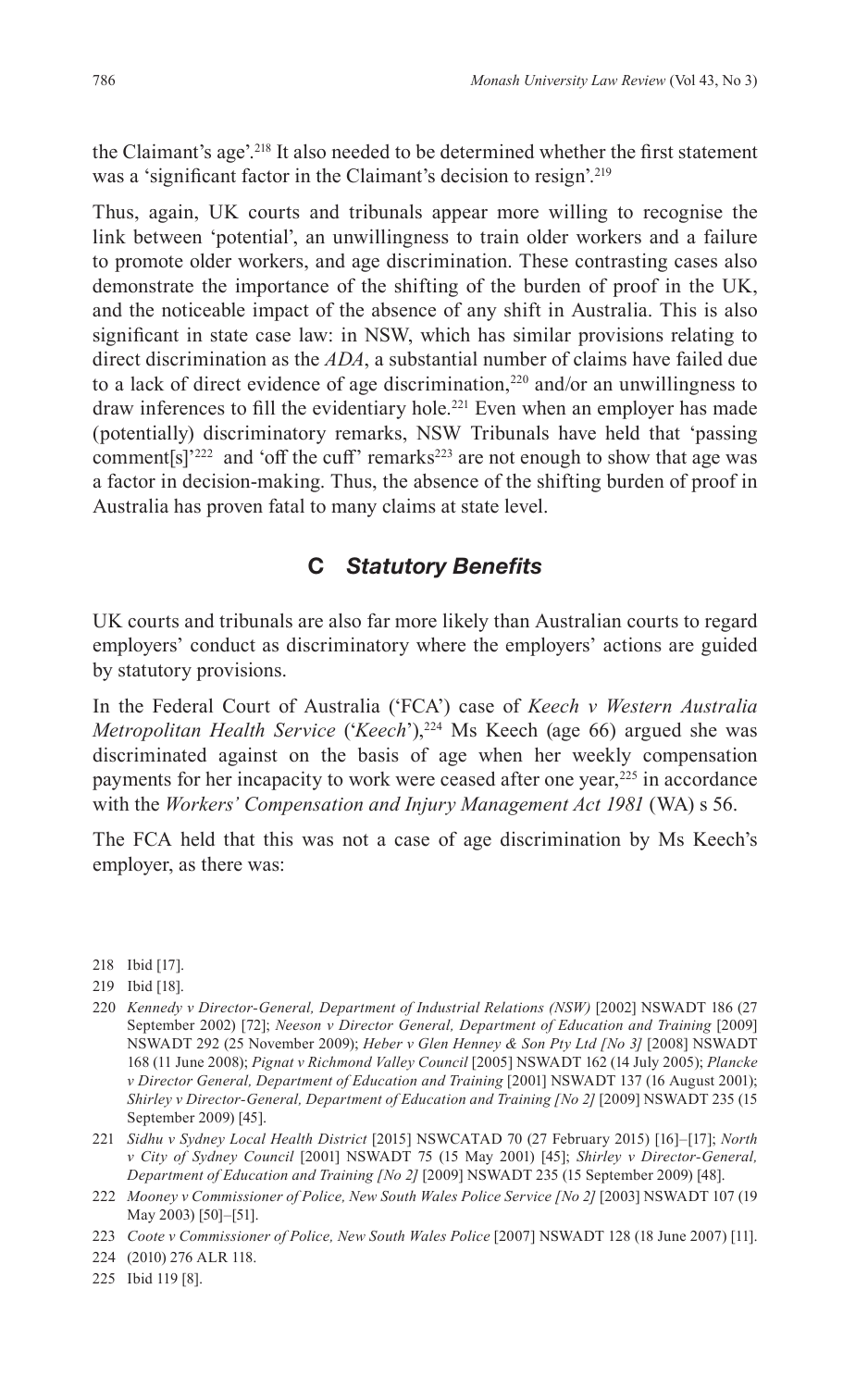the Claimant's age'.[218] It also needed to be determined whether the first statement was a 'significant factor in the Claimant's decision to resign'.[219]

Thus, again, UK courts and tribunals appear more willing to recognise the link between 'potential', an unwillingness to train older workers and a failure to promote older workers, and age discrimination. These contrasting cases also demonstrate the importance of the shifting of the burden of proof in the UK, and the noticeable impact of the absence of any shift in Australia. This is also significant in state case law: in NSW, which has similar provisions relating to direct discrimination as the *ADA*, a substantial number of claims have failed due to a lack of direct evidence of age discrimination,[220] and/or an unwillingness to draw inferences to fill the evidentiary hole.[221] Even when an employer has made (potentially) discriminatory remarks, NSW Tribunals have held that 'passing comment[s]'[222] and 'off the cuff' remarks[223] are not enough to show that age was a factor in decision-making. Thus, the absence of the shifting burden of proof in Australia has proven fatal to many claims at state level.

### C *Statutory Benefits*

UK courts and tribunals are also far more likely than Australian courts to regard employers' conduct as discriminatory where the employers' actions are guided by statutory provisions.

In the Federal Court of Australia ('FCA') case of *Keech v Western Australia Metropolitan Health Service* ('*Keech*'),[224] Ms Keech (age 66) argued she was discriminated against on the basis of age when her weekly compensation payments for her incapacity to work were ceased after one year,[225] in accordance with the *Workers' Compensation and Injury Management Act 1981* (WA) s 56.

The FCA held that this was not a case of age discrimination by Ms Keech's employer, as there was:

---

218 Ibid [17].

219 Ibid [18].

220 *Kennedy v Director-General, Department of Industrial Relations (NSW)* [2002] NSWADT 186 (27 September 2002) [72]; *Neeson v Director General, Department of Education and Training* [2009] NSWADT 292 (25 November 2009); *Heber v Glen Henney & Son Pty Ltd [No 3]* [2008] NSWADT 168 (11 June 2008); *Pignat v Richmond Valley Council* [2005] NSWADT 162 (14 July 2005); *Plancke v Director General, Department of Education and Training* [2001] NSWADT 137 (16 August 2001); *Shirley v Director-General, Department of Education and Training [No 2]* [2009] NSWADT 235 (15 September 2009) [45].

221 *Sidhu v Sydney Local Health District* [2015] NSWCATAD 70 (27 February 2015) [16]–[17]; *North v City of Sydney Council* [2001] NSWADT 75 (15 May 2001) [45]; *Shirley v Director-General, Department of Education and Training [No 2]* [2009] NSWADT 235 (15 September 2009) [48].

222 *Mooney v Commissioner of Police, New South Wales Police Service [No 2]* [2003] NSWADT 107 (19 May 2003) [50]–[51].

223 *Coote v Commissioner of Police, New South Wales Police* [2007] NSWADT 128 (18 June 2007) [11].

224 (2010) 276 ALR 118.

225 Ibid 119 [8].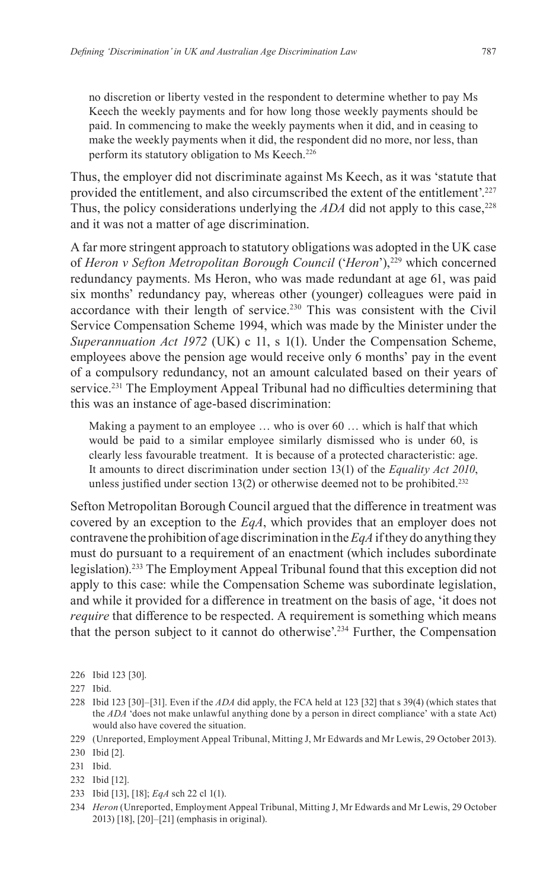> no discretion or liberty vested in the respondent to determine whether to pay Ms Keech the weekly payments and for how long those weekly payments should be paid. In commencing to make the weekly payments when it did, and in ceasing to make the weekly payments when it did, the respondent did no more, nor less, than perform its statutory obligation to Ms Keech.[226]

Thus, the employer did not discriminate against Ms Keech, as it was 'statute that provided the entitlement, and also circumscribed the extent of the entitlement'.[227] Thus, the policy considerations underlying the *ADA* did not apply to this case,[228] and it was not a matter of age discrimination.

A far more stringent approach to statutory obligations was adopted in the UK case of *Heron v Sefton Metropolitan Borough Council* ('*Heron*'),[229] which concerned redundancy payments. Ms Heron, who was made redundant at age 61, was paid six months' redundancy pay, whereas other (younger) colleagues were paid in accordance with their length of service.[230] This was consistent with the Civil Service Compensation Scheme 1994, which was made by the Minister under the *Superannuation Act 1972* (UK) c 11, s 1(1). Under the Compensation Scheme, employees above the pension age would receive only 6 months' pay in the event of a compulsory redundancy, not an amount calculated based on their years of service.[231] The Employment Appeal Tribunal had no difficulties determining that this was an instance of age-based discrimination:

> Making a payment to an employee … who is over 60 … which is half that which would be paid to a similar employee similarly dismissed who is under 60, is clearly less favourable treatment. It is because of a protected characteristic: age. It amounts to direct discrimination under section 13(1) of the *Equality Act 2010*, unless justified under section 13(2) or otherwise deemed not to be prohibited.[232]

Sefton Metropolitan Borough Council argued that the difference in treatment was covered by an exception to the *EqA*, which provides that an employer does not contravene the prohibition of age discrimination in the *EqA* if they do anything they must do pursuant to a requirement of an enactment (which includes subordinate legislation).[233] The Employment Appeal Tribunal found that this exception did not apply to this case: while the Compensation Scheme was subordinate legislation, and while it provided for a difference in treatment on the basis of age, 'it does not *require* that difference to be respected. A requirement is something which means that the person subject to it cannot do otherwise'.[234] Further, the Compensation

226 Ibid 123 [30].

227 Ibid.

228 Ibid 123 [30]–[31]. Even if the *ADA* did apply, the FCA held at 123 [32] that s 39(4) (which states that the *ADA* 'does not make unlawful anything done by a person in direct compliance' with a state Act) would also have covered the situation.

229 (Unreported, Employment Appeal Tribunal, Mitting J, Mr Edwards and Mr Lewis, 29 October 2013).

230 Ibid [2].

231 Ibid.

232 Ibid [12].

233 Ibid [13], [18]; *EqA* sch 22 cl 1(1).

234 *Heron* (Unreported, Employment Appeal Tribunal, Mitting J, Mr Edwards and Mr Lewis, 29 October 2013) [18], [20]–[21] (emphasis in original).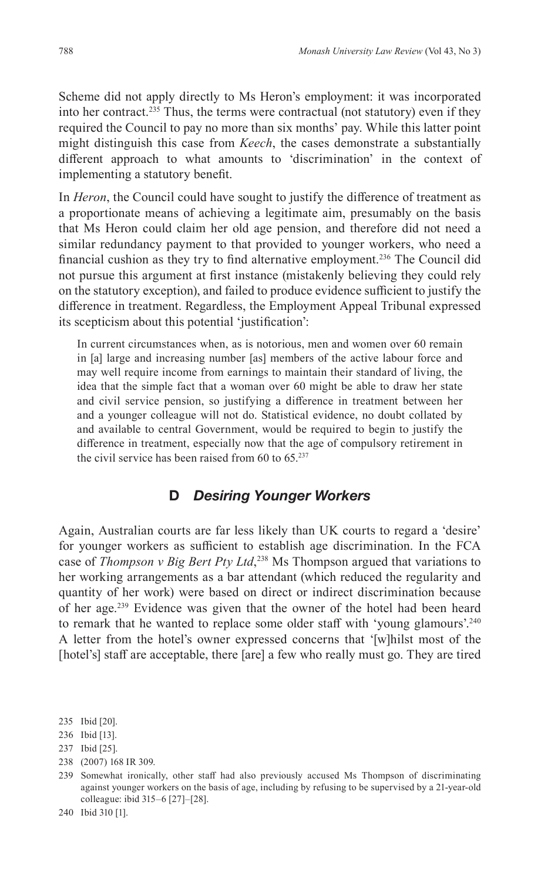Scheme did not apply directly to Ms Heron's employment: it was incorporated into her contract.[235] Thus, the terms were contractual (not statutory) even if they required the Council to pay no more than six months' pay. While this latter point might distinguish this case from *Keech*, the cases demonstrate a substantially different approach to what amounts to 'discrimination' in the context of implementing a statutory benefit.

In *Heron*, the Council could have sought to justify the difference of treatment as a proportionate means of achieving a legitimate aim, presumably on the basis that Ms Heron could claim her old age pension, and therefore did not need a similar redundancy payment to that provided to younger workers, who need a financial cushion as they try to find alternative employment.[236] The Council did not pursue this argument at first instance (mistakenly believing they could rely on the statutory exception), and failed to produce evidence sufficient to justify the difference in treatment. Regardless, the Employment Appeal Tribunal expressed its scepticism about this potential 'justification':

> In current circumstances when, as is notorious, men and women over 60 remain in [a] large and increasing number [as] members of the active labour force and may well require income from earnings to maintain their standard of living, the idea that the simple fact that a woman over 60 might be able to draw her state and civil service pension, so justifying a difference in treatment between her and a younger colleague will not do. Statistical evidence, no doubt collated by and available to central Government, would be required to begin to justify the difference in treatment, especially now that the age of compulsory retirement in the civil service has been raised from 60 to 65.[237]

## D *Desiring Younger Workers*

Again, Australian courts are far less likely than UK courts to regard a 'desire' for younger workers as sufficient to establish age discrimination. In the FCA case of *Thompson v Big Bert Pty Ltd*,[238] Ms Thompson argued that variations to her working arrangements as a bar attendant (which reduced the regularity and quantity of her work) were based on direct or indirect discrimination because of her age.[239] Evidence was given that the owner of the hotel had been heard to remark that he wanted to replace some older staff with 'young glamours'.[240] A letter from the hotel's owner expressed concerns that '[w]hilst most of the [hotel's] staff are acceptable, there [are] a few who really must go. They are tired

235 Ibid [20].

236 Ibid [13].

237 Ibid [25].

238 (2007) 168 IR 309.

239 Somewhat ironically, other staff had also previously accused Ms Thompson of discriminating against younger workers on the basis of age, including by refusing to be supervised by a 21-year-old colleague: ibid 315–6 [27]–[28].

240 Ibid 310 [1].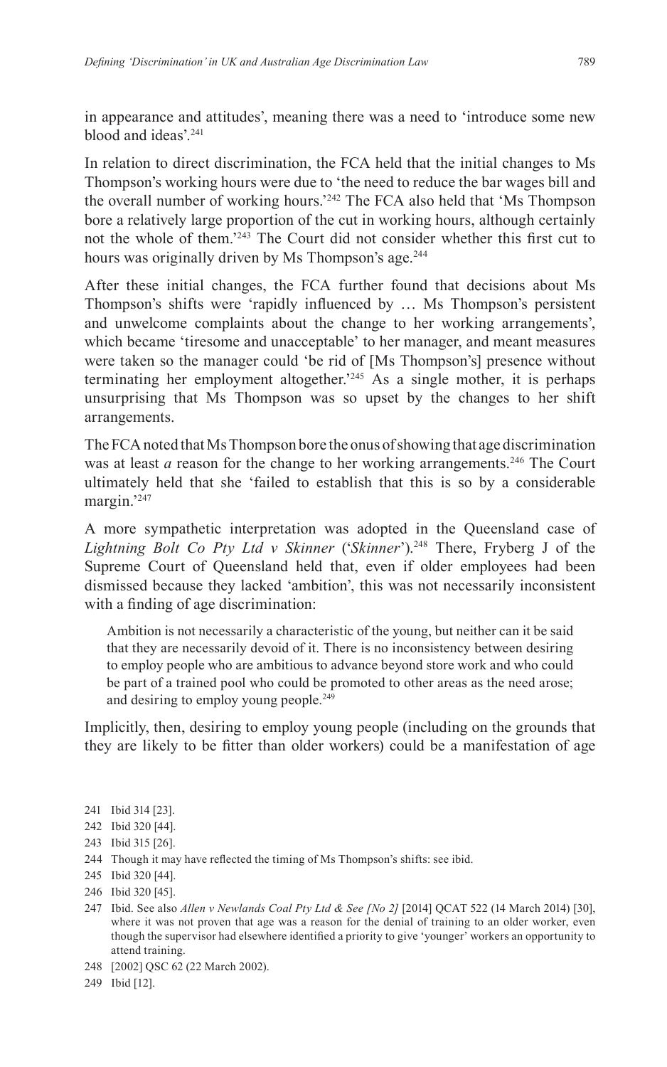in appearance and attitudes', meaning there was a need to 'introduce some new blood and ideas'.[241]

In relation to direct discrimination, the FCA held that the initial changes to Ms Thompson's working hours were due to 'the need to reduce the bar wages bill and the overall number of working hours.'[242] The FCA also held that 'Ms Thompson bore a relatively large proportion of the cut in working hours, although certainly not the whole of them.'[243] The Court did not consider whether this first cut to hours was originally driven by Ms Thompson's age.[244]

After these initial changes, the FCA further found that decisions about Ms Thompson's shifts were 'rapidly influenced by … Ms Thompson's persistent and unwelcome complaints about the change to her working arrangements', which became 'tiresome and unacceptable' to her manager, and meant measures were taken so the manager could 'be rid of [Ms Thompson's] presence without terminating her employment altogether.'[245] As a single mother, it is perhaps unsurprising that Ms Thompson was so upset by the changes to her shift arrangements.

The FCA noted that Ms Thompson bore the onus of showing that age discrimination was at least *a* reason for the change to her working arrangements.[246] The Court ultimately held that she 'failed to establish that this is so by a considerable margin.'[247]

A more sympathetic interpretation was adopted in the Queensland case of *Lightning Bolt Co Pty Ltd v Skinner* ('*Skinner*').[248] There, Fryberg J of the Supreme Court of Queensland held that, even if older employees had been dismissed because they lacked 'ambition', this was not necessarily inconsistent with a finding of age discrimination:

> Ambition is not necessarily a characteristic of the young, but neither can it be said that they are necessarily devoid of it. There is no inconsistency between desiring to employ people who are ambitious to advance beyond store work and who could be part of a trained pool who could be promoted to other areas as the need arose; and desiring to employ young people.[249]

Implicitly, then, desiring to employ young people (including on the grounds that they are likely to be fitter than older workers) could be a manifestation of age

241 Ibid 314 [23].

242 Ibid 320 [44].

243 Ibid 315 [26].

244 Though it may have reflected the timing of Ms Thompson's shifts: see ibid.

245 Ibid 320 [44].

246 Ibid 320 [45].

247 Ibid. See also *Allen v Newlands Coal Pty Ltd & See [No 2]* [2014] QCAT 522 (14 March 2014) [30], where it was not proven that age was a reason for the denial of training to an older worker, even though the supervisor had elsewhere identified a priority to give 'younger' workers an opportunity to attend training.

248 [2002] QSC 62 (22 March 2002).

249 Ibid [12].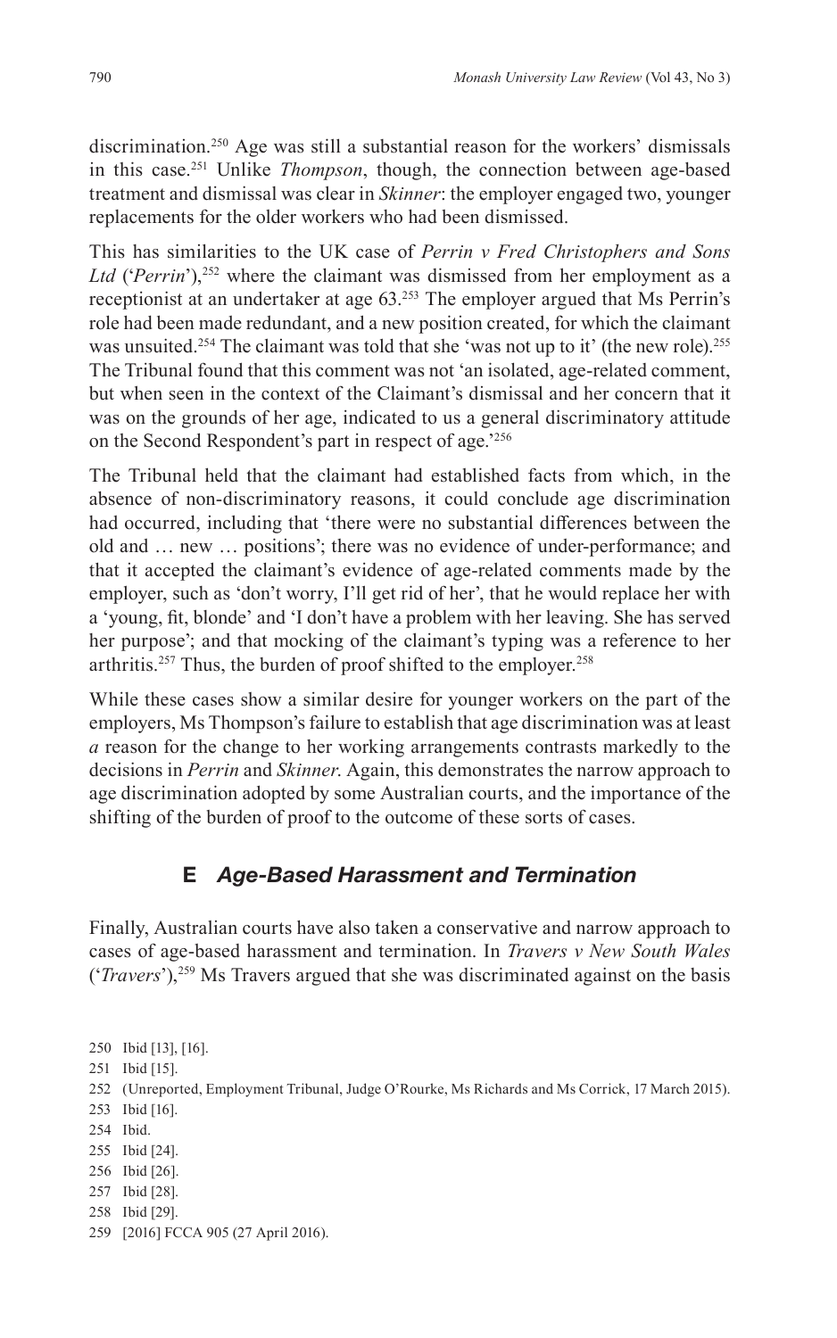discrimination.[250] Age was still a substantial reason for the workers' dismissals in this case.[251] Unlike *Thompson*, though, the connection between age-based treatment and dismissal was clear in *Skinner*: the employer engaged two, younger replacements for the older workers who had been dismissed.

This has similarities to the UK case of *Perrin v Fred Christophers and Sons Ltd* ('*Perrin*'),[252] where the claimant was dismissed from her employment as a receptionist at an undertaker at age 63.[253] The employer argued that Ms Perrin's role had been made redundant, and a new position created, for which the claimant was unsuited.[254] The claimant was told that she 'was not up to it' (the new role).[255] The Tribunal found that this comment was not 'an isolated, age-related comment, but when seen in the context of the Claimant's dismissal and her concern that it was on the grounds of her age, indicated to us a general discriminatory attitude on the Second Respondent's part in respect of age.'[256]

The Tribunal held that the claimant had established facts from which, in the absence of non-discriminatory reasons, it could conclude age discrimination had occurred, including that 'there were no substantial differences between the old and … new … positions'; there was no evidence of under-performance; and that it accepted the claimant's evidence of age-related comments made by the employer, such as 'don't worry, I'll get rid of her', that he would replace her with a 'young, fit, blonde' and 'I don't have a problem with her leaving. She has served her purpose'; and that mocking of the claimant's typing was a reference to her arthritis.[257] Thus, the burden of proof shifted to the employer.[258]

While these cases show a similar desire for younger workers on the part of the employers, Ms Thompson's failure to establish that age discrimination was at least *a* reason for the change to her working arrangements contrasts markedly to the decisions in *Perrin* and *Skinner*. Again, this demonstrates the narrow approach to age discrimination adopted by some Australian courts, and the importance of the shifting of the burden of proof to the outcome of these sorts of cases.

## E *Age-Based Harassment and Termination*

Finally, Australian courts have also taken a conservative and narrow approach to cases of age-based harassment and termination. In *Travers v New South Wales* ('*Travers*'),[259] Ms Travers argued that she was discriminated against on the basis

250 Ibid [13], [16].

251 Ibid [15].

252 (Unreported, Employment Tribunal, Judge O'Rourke, Ms Richards and Ms Corrick, 17 March 2015).

253 Ibid [16].

254 Ibid.

255 Ibid [24].

256 Ibid [26].

257 Ibid [28].

258 Ibid [29].

259 [2016] FCCA 905 (27 April 2016).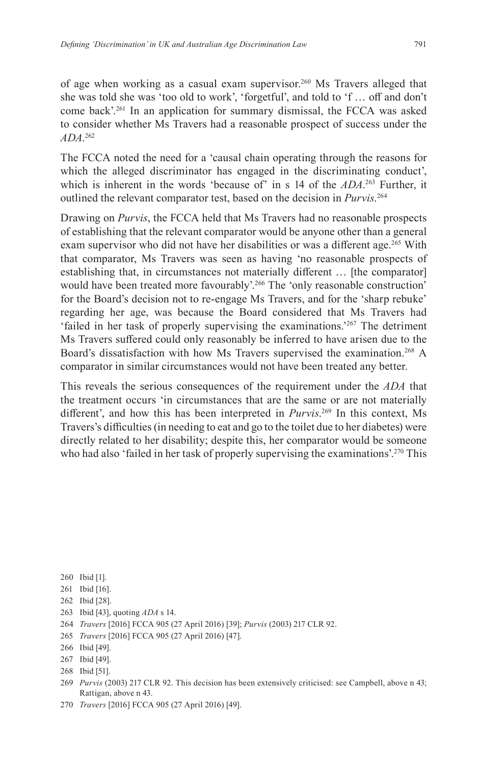of age when working as a casual exam supervisor.[260] Ms Travers alleged that she was told she was 'too old to work', 'forgetful', and told to 'f … off and don't come back'.[261] In an application for summary dismissal, the FCCA was asked to consider whether Ms Travers had a reasonable prospect of success under the *ADA*.[262]

The FCCA noted the need for a 'causal chain operating through the reasons for which the alleged discriminator has engaged in the discriminating conduct', which is inherent in the words 'because of' in s 14 of the *ADA*.[263] Further, it outlined the relevant comparator test, based on the decision in *Purvis*.[264]

Drawing on *Purvis*, the FCCA held that Ms Travers had no reasonable prospects of establishing that the relevant comparator would be anyone other than a general exam supervisor who did not have her disabilities or was a different age.[265] With that comparator, Ms Travers was seen as having 'no reasonable prospects of establishing that, in circumstances not materially different … [the comparator] would have been treated more favourably'.[266] The 'only reasonable construction' for the Board's decision not to re-engage Ms Travers, and for the 'sharp rebuke' regarding her age, was because the Board considered that Ms Travers had 'failed in her task of properly supervising the examinations.'[267] The detriment Ms Travers suffered could only reasonably be inferred to have arisen due to the Board's dissatisfaction with how Ms Travers supervised the examination.[268] A comparator in similar circumstances would not have been treated any better.

This reveals the serious consequences of the requirement under the *ADA* that the treatment occurs 'in circumstances that are the same or are not materially different', and how this has been interpreted in *Purvis*.[269] In this context, Ms Travers's difficulties (in needing to eat and go to the toilet due to her diabetes) were directly related to her disability; despite this, her comparator would be someone who had also 'failed in her task of properly supervising the examinations'.[270] This

260 Ibid [1].

261 Ibid [16].

262 Ibid [28].

263 Ibid [43], quoting *ADA* s 14.

264 *Travers* [2016] FCCA 905 (27 April 2016) [39]; *Purvis* (2003) 217 CLR 92.

265 *Travers* [2016] FCCA 905 (27 April 2016) [47].

266 Ibid [49].

267 Ibid [49].

268 Ibid [51].

269 *Purvis* (2003) 217 CLR 92. This decision has been extensively criticised: see Campbell, above n 43; Rattigan, above n 43.

270 *Travers* [2016] FCCA 905 (27 April 2016) [49].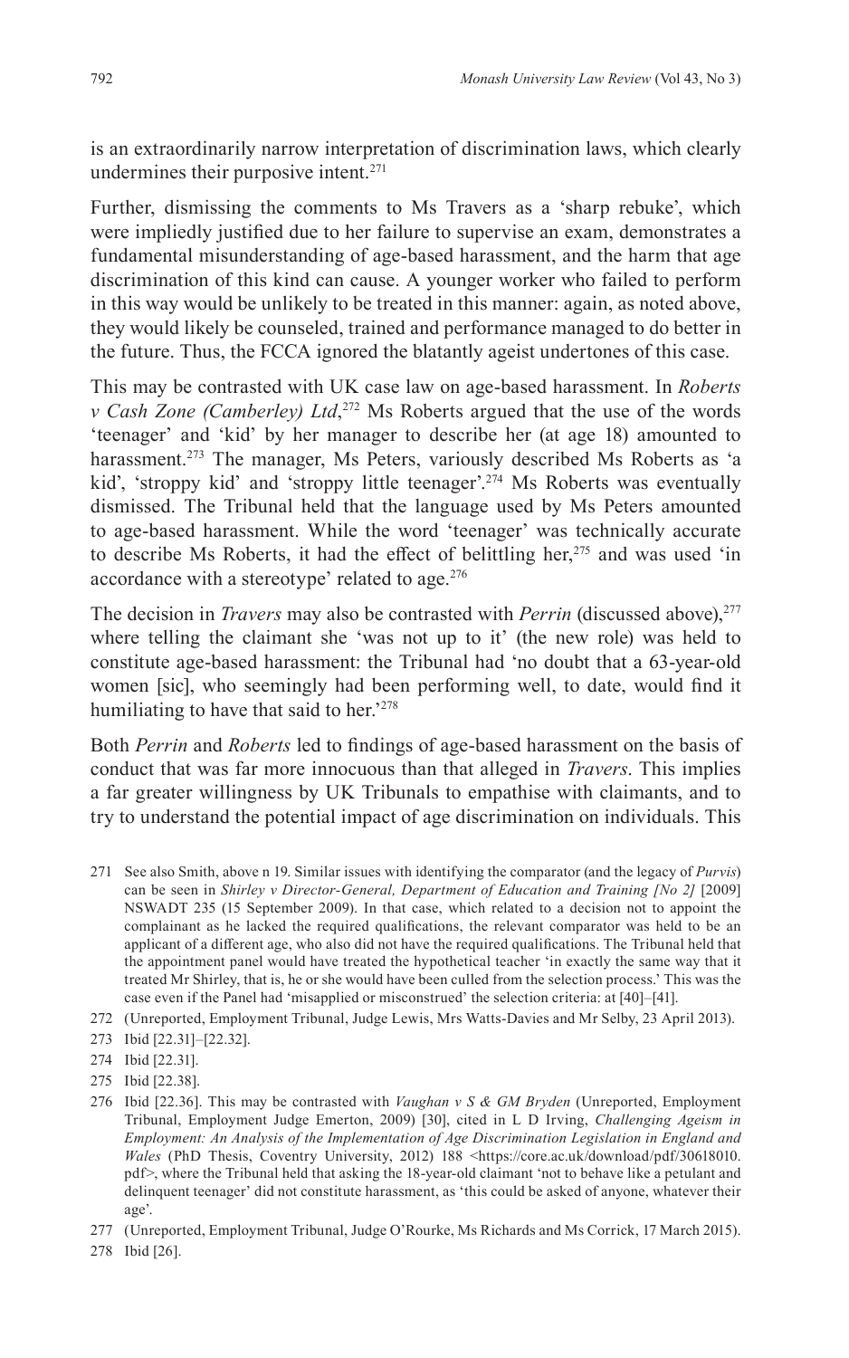is an extraordinarily narrow interpretation of discrimination laws, which clearly undermines their purposive intent.[271]

Further, dismissing the comments to Ms Travers as a 'sharp rebuke', which were impliedly justified due to her failure to supervise an exam, demonstrates a fundamental misunderstanding of age-based harassment, and the harm that age discrimination of this kind can cause. A younger worker who failed to perform in this way would be unlikely to be treated in this manner: again, as noted above, they would likely be counseled, trained and performance managed to do better in the future. Thus, the FCCA ignored the blatantly ageist undertones of this case.

This may be contrasted with UK case law on age-based harassment. In *Roberts v Cash Zone (Camberley) Ltd*,[272] Ms Roberts argued that the use of the words 'teenager' and 'kid' by her manager to describe her (at age 18) amounted to harassment.[273] The manager, Ms Peters, variously described Ms Roberts as 'a kid', 'stroppy kid' and 'stroppy little teenager'.[274] Ms Roberts was eventually dismissed. The Tribunal held that the language used by Ms Peters amounted to age-based harassment. While the word 'teenager' was technically accurate to describe Ms Roberts, it had the effect of belittling her,[275] and was used 'in accordance with a stereotype' related to age.[276]

The decision in *Travers* may also be contrasted with *Perrin* (discussed above),[277] where telling the claimant she 'was not up to it' (the new role) was held to constitute age-based harassment: the Tribunal had 'no doubt that a 63-year-old women [sic], who seemingly had been performing well, to date, would find it humiliating to have that said to her.'[278]

Both *Perrin* and *Roberts* led to findings of age-based harassment on the basis of conduct that was far more innocuous than that alleged in *Travers*. This implies a far greater willingness by UK Tribunals to empathise with claimants, and to try to understand the potential impact of age discrimination on individuals. This

271 See also Smith, above n 19. Similar issues with identifying the comparator (and the legacy of *Purvis*) can be seen in *Shirley v Director-General, Department of Education and Training [No 2]* [2009] NSWADT 235 (15 September 2009). In that case, which related to a decision not to appoint the complainant as he lacked the required qualifications, the relevant comparator was held to be an applicant of a different age, who also did not have the required qualifications. The Tribunal held that the appointment panel would have treated the hypothetical teacher 'in exactly the same way that it treated Mr Shirley, that is, he or she would have been culled from the selection process.' This was the case even if the Panel had 'misapplied or misconstrued' the selection criteria: at [40]–[41].

272 (Unreported, Employment Tribunal, Judge Lewis, Mrs Watts-Davies and Mr Selby, 23 April 2013).

273 Ibid [22.31]–[22.32].

274 Ibid [22.31].

275 Ibid [22.38].

276 Ibid [22.36]. This may be contrasted with *Vaughan v S & GM Bryden* (Unreported, Employment Tribunal, Employment Judge Emerton, 2009) [30], cited in L D Irving, *Challenging Ageism in Employment: An Analysis of the Implementation of Age Discrimination Legislation in England and Wales* (PhD Thesis, Coventry University, 2012) 188 <https://core.ac.uk/download/pdf/30618010.pdf>, where the Tribunal held that asking the 18-year-old claimant 'not to behave like a petulant and delinquent teenager' did not constitute harassment, as 'this could be asked of anyone, whatever their age'.

277 (Unreported, Employment Tribunal, Judge O'Rourke, Ms Richards and Ms Corrick, 17 March 2015).

278 Ibid [26].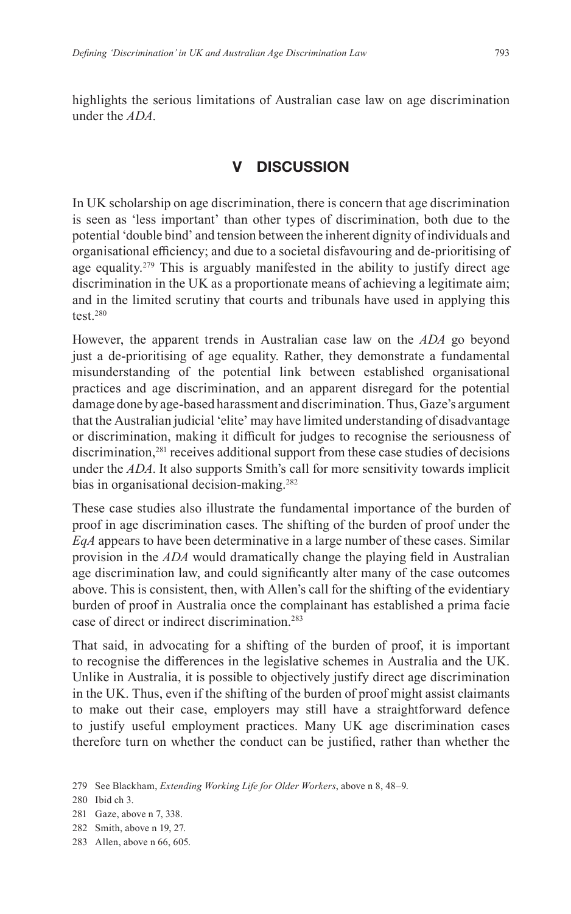highlights the serious limitations of Australian case law on age discrimination under the *ADA*.

## V DISCUSSION

In UK scholarship on age discrimination, there is concern that age discrimination is seen as 'less important' than other types of discrimination, both due to the potential 'double bind' and tension between the inherent dignity of individuals and organisational efficiency; and due to a societal disfavouring and de-prioritising of age equality.[279] This is arguably manifested in the ability to justify direct age discrimination in the UK as a proportionate means of achieving a legitimate aim; and in the limited scrutiny that courts and tribunals have used in applying this test.[280]

However, the apparent trends in Australian case law on the *ADA* go beyond just a de-prioritising of age equality. Rather, they demonstrate a fundamental misunderstanding of the potential link between established organisational practices and age discrimination, and an apparent disregard for the potential damage done by age-based harassment and discrimination. Thus, Gaze's argument that the Australian judicial 'elite' may have limited understanding of disadvantage or discrimination, making it difficult for judges to recognise the seriousness of discrimination,[281] receives additional support from these case studies of decisions under the *ADA*. It also supports Smith's call for more sensitivity towards implicit bias in organisational decision-making.[282]

These case studies also illustrate the fundamental importance of the burden of proof in age discrimination cases. The shifting of the burden of proof under the *EqA* appears to have been determinative in a large number of these cases. Similar provision in the *ADA* would dramatically change the playing field in Australian age discrimination law, and could significantly alter many of the case outcomes above. This is consistent, then, with Allen's call for the shifting of the evidentiary burden of proof in Australia once the complainant has established a prima facie case of direct or indirect discrimination.[283]

That said, in advocating for a shifting of the burden of proof, it is important to recognise the differences in the legislative schemes in Australia and the UK. Unlike in Australia, it is possible to objectively justify direct age discrimination in the UK. Thus, even if the shifting of the burden of proof might assist claimants to make out their case, employers may still have a straightforward defence to justify useful employment practices. Many UK age discrimination cases therefore turn on whether the conduct can be justified, rather than whether the

279 See Blackham, *Extending Working Life for Older Workers*, above n 8, 48–9.

280 Ibid ch 3.

281 Gaze, above n 7, 338.

282 Smith, above n 19, 27.

283 Allen, above n 66, 605.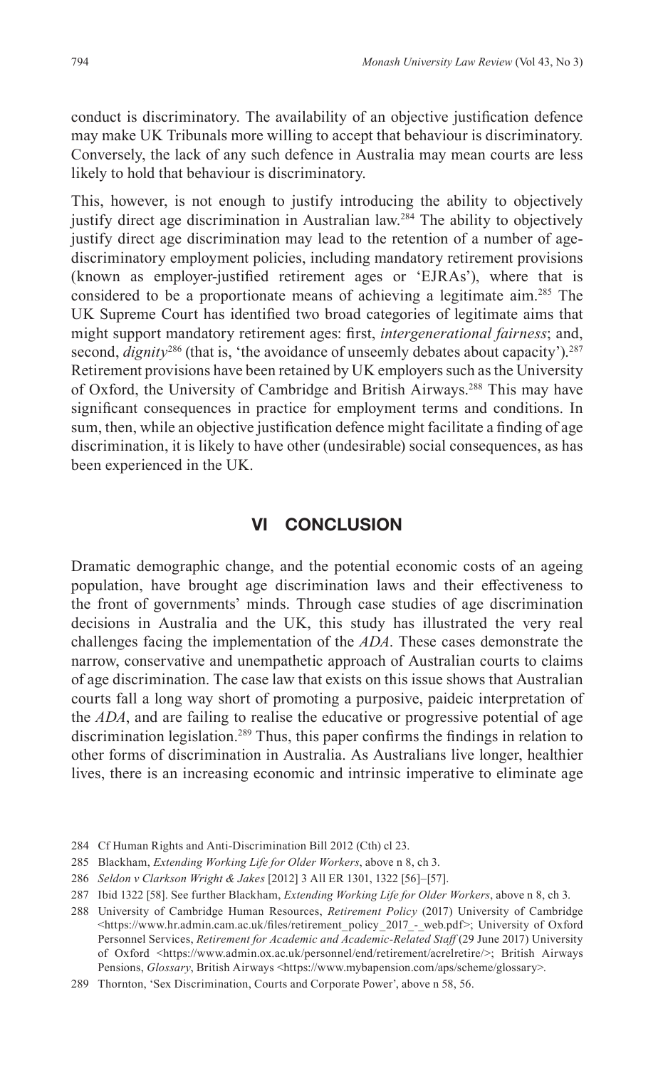conduct is discriminatory. The availability of an objective justification defence may make UK Tribunals more willing to accept that behaviour is discriminatory. Conversely, the lack of any such defence in Australia may mean courts are less likely to hold that behaviour is discriminatory.

This, however, is not enough to justify introducing the ability to objectively justify direct age discrimination in Australian law.[284] The ability to objectively justify direct age discrimination may lead to the retention of a number of age-discriminatory employment policies, including mandatory retirement provisions (known as employer-justified retirement ages or 'EJRAs'), where that is considered to be a proportionate means of achieving a legitimate aim.[285] The UK Supreme Court has identified two broad categories of legitimate aims that might support mandatory retirement ages: first, *intergenerational fairness*; and, second, *dignity*[286] (that is, 'the avoidance of unseemly debates about capacity').[287] Retirement provisions have been retained by UK employers such as the University of Oxford, the University of Cambridge and British Airways.[288] This may have significant consequences in practice for employment terms and conditions. In sum, then, while an objective justification defence might facilitate a finding of age discrimination, it is likely to have other (undesirable) social consequences, as has been experienced in the UK.

## VI CONCLUSION

Dramatic demographic change, and the potential economic costs of an ageing population, have brought age discrimination laws and their effectiveness to the front of governments' minds. Through case studies of age discrimination decisions in Australia and the UK, this study has illustrated the very real challenges facing the implementation of the *ADA*. These cases demonstrate the narrow, conservative and unempathetic approach of Australian courts to claims of age discrimination. The case law that exists on this issue shows that Australian courts fall a long way short of promoting a purposive, paideic interpretation of the *ADA*, and are failing to realise the educative or progressive potential of age discrimination legislation.[289] Thus, this paper confirms the findings in relation to other forms of discrimination in Australia. As Australians live longer, healthier lives, there is an increasing economic and intrinsic imperative to eliminate age

284 Cf Human Rights and Anti-Discrimination Bill 2012 (Cth) cl 23.

285 Blackham, *Extending Working Life for Older Workers*, above n 8, ch 3.

286 *Seldon v Clarkson Wright & Jakes* [2012] 3 All ER 1301, 1322 [56]–[57].

287 Ibid 1322 [58]. See further Blackham, *Extending Working Life for Older Workers*, above n 8, ch 3.

288 University of Cambridge Human Resources, *Retirement Policy* (2017) University of Cambridge <https://www.hr.admin.cam.ac.uk/files/retirement_policy_2017_-_web.pdf>; University of Oxford Personnel Services, *Retirement for Academic and Academic-Related Staff* (29 June 2017) University of Oxford <https://www.admin.ox.ac.uk/personnel/end/retirement/acrelretire/>; British Airways Pensions, *Glossary*, British Airways <https://www.mybapension.com/aps/scheme/glossary>.

289 Thornton, 'Sex Discrimination, Courts and Corporate Power', above n 58, 56.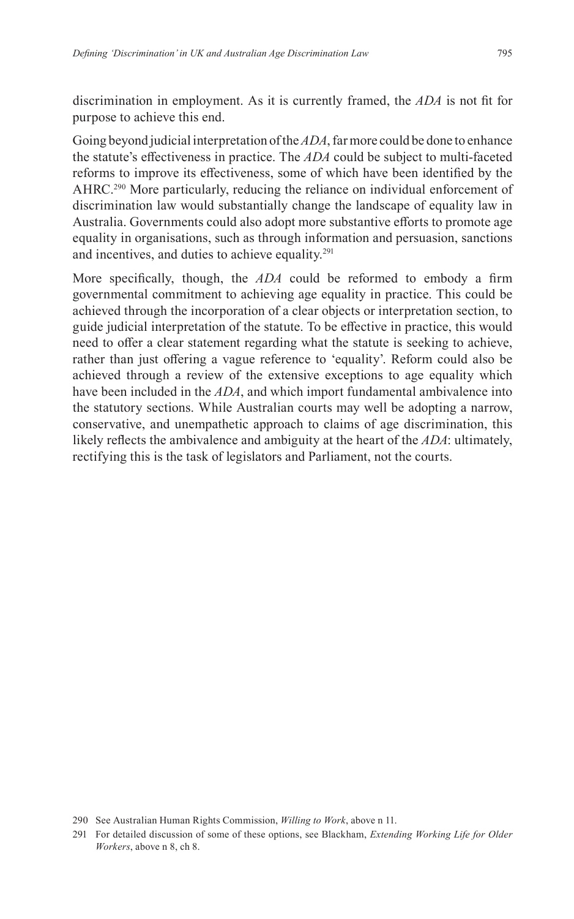discrimination in employment. As it is currently framed, the *ADA* is not fit for purpose to achieve this end.

Going beyond judicial interpretation of the *ADA*, far more could be done to enhance the statute's effectiveness in practice. The *ADA* could be subject to multi-faceted reforms to improve its effectiveness, some of which have been identified by the AHRC.[290] More particularly, reducing the reliance on individual enforcement of discrimination law would substantially change the landscape of equality law in Australia. Governments could also adopt more substantive efforts to promote age equality in organisations, such as through information and persuasion, sanctions and incentives, and duties to achieve equality.[291]

More specifically, though, the *ADA* could be reformed to embody a firm governmental commitment to achieving age equality in practice. This could be achieved through the incorporation of a clear objects or interpretation section, to guide judicial interpretation of the statute. To be effective in practice, this would need to offer a clear statement regarding what the statute is seeking to achieve, rather than just offering a vague reference to 'equality'. Reform could also be achieved through a review of the extensive exceptions to age equality which have been included in the *ADA*, and which import fundamental ambivalence into the statutory sections. While Australian courts may well be adopting a narrow, conservative, and unempathetic approach to claims of age discrimination, this likely reflects the ambivalence and ambiguity at the heart of the *ADA*: ultimately, rectifying this is the task of legislators and Parliament, not the courts.

290 See Australian Human Rights Commission, *Willing to Work*, above n 11.

291 For detailed discussion of some of these options, see Blackham, *Extending Working Life for Older Workers*, above n 8, ch 8.